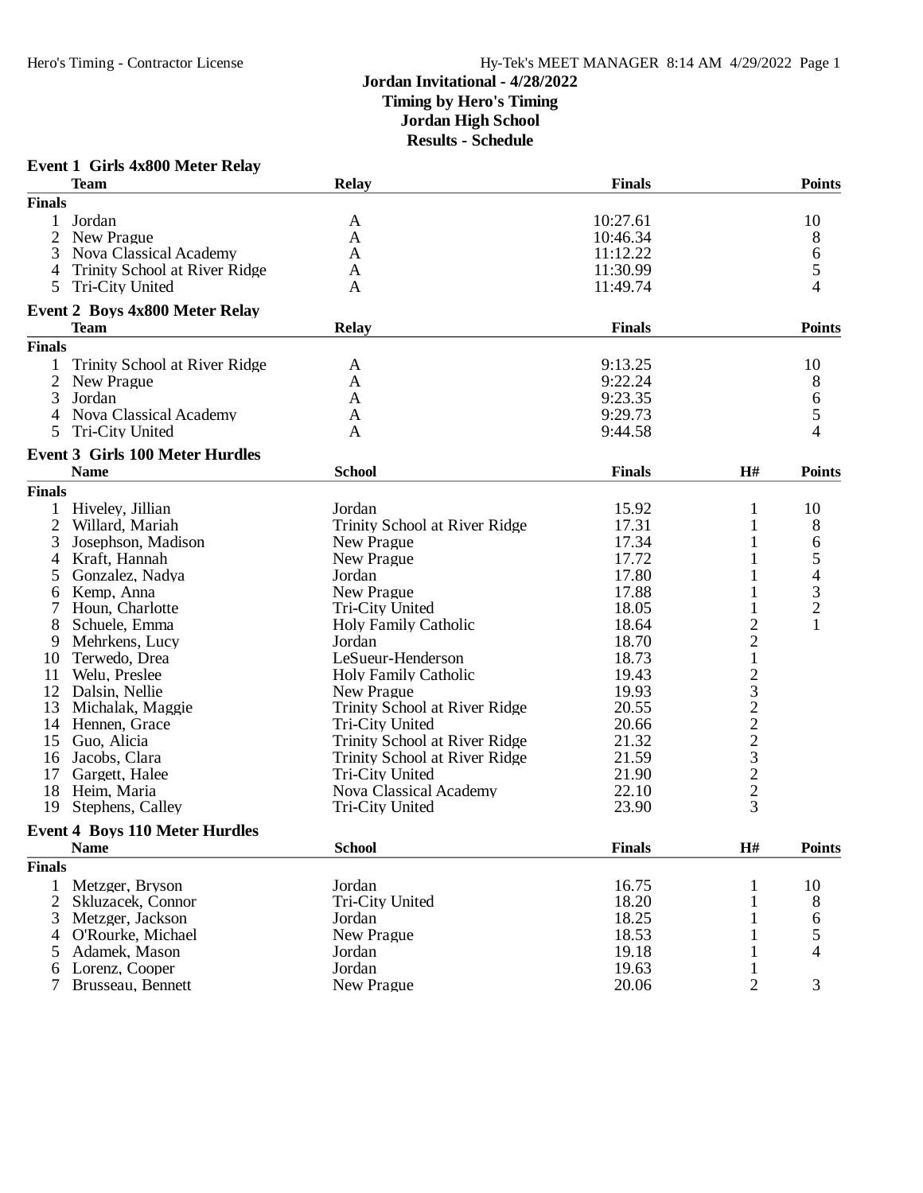# Jordan Invitational - 4/28/2022

**Timing by Hero's Timing**
**Jordan High School**
**Results - Schedule**

### Event 1 Girls 4x800 Meter Relay

| | Team | Relay | Finals | Points |
|---|---|---|---|---|
| **Finals** | | | | |
| 1 | Jordan | A | 10:27.61 | 10 |
| 2 | New Prague | A | 10:46.34 | 8 |
| 3 | Nova Classical Academy | A | 11:12.22 | 6 |
| 4 | Trinity School at River Ridge | A | 11:30.99 | 5 |
| 5 | Tri-City United | A | 11:49.74 | 4 |

### Event 2 Boys 4x800 Meter Relay

| | Team | Relay | Finals | Points |
|---|---|---|---|---|
| **Finals** | | | | |
| 1 | Trinity School at River Ridge | A | 9:13.25 | 10 |
| 2 | New Prague | A | 9:22.24 | 8 |
| 3 | Jordan | A | 9:23.35 | 6 |
| 4 | Nova Classical Academy | A | 9:29.73 | 5 |
| 5 | Tri-City United | A | 9:44.58 | 4 |

### Event 3 Girls 100 Meter Hurdles

| | Name | School | Finals | H# | Points |
|---|---|---|---|---|---|
| **Finals** | | | | | |
| 1 | Hiveley, Jillian | Jordan | 15.92 | 1 | 10 |
| 2 | Willard, Mariah | Trinity School at River Ridge | 17.31 | 1 | 8 |
| 3 | Josephson, Madison | New Prague | 17.34 | 1 | 6 |
| 4 | Kraft, Hannah | New Prague | 17.72 | 1 | 5 |
| 5 | Gonzalez, Nadya | Jordan | 17.80 | 1 | 4 |
| 6 | Kemp, Anna | New Prague | 17.88 | 1 | 3 |
| 7 | Houn, Charlotte | Tri-City United | 18.05 | 1 | 2 |
| 8 | Schuele, Emma | Holy Family Catholic | 18.64 | 2 | 1 |
| 9 | Mehrkens, Lucy | Jordan | 18.70 | 2 | |
| 10 | Terwedo, Drea | LeSueur-Henderson | 18.73 | 1 | |
| 11 | Welu, Preslee | Holy Family Catholic | 19.43 | 2 | |
| 12 | Dalsin, Nellie | New Prague | 19.93 | 3 | |
| 13 | Michalak, Maggie | Trinity School at River Ridge | 20.55 | 2 | |
| 14 | Hennen, Grace | Tri-City United | 20.66 | 2 | |
| 15 | Guo, Alicia | Trinity School at River Ridge | 21.32 | 2 | |
| 16 | Jacobs, Clara | Trinity School at River Ridge | 21.59 | 3 | |
| 17 | Gargett, Halee | Tri-City United | 21.90 | 2 | |
| 18 | Heim, Maria | Nova Classical Academy | 22.10 | 2 | |
| 19 | Stephens, Calley | Tri-City United | 23.90 | 3 | |

### Event 4 Boys 110 Meter Hurdles

| | Name | School | Finals | H# | Points |
|---|---|---|---|---|---|
| **Finals** | | | | | |
| 1 | Metzger, Bryson | Jordan | 16.75 | 1 | 10 |
| 2 | Skluzacek, Connor | Tri-City United | 18.20 | 1 | 8 |
| 3 | Metzger, Jackson | Jordan | 18.25 | 1 | 6 |
| 4 | O'Rourke, Michael | New Prague | 18.53 | 1 | 5 |
| 5 | Adamek, Mason | Jordan | 19.18 | 1 | 4 |
| 6 | Lorenz, Cooper | Jordan | 19.63 | 1 | |
| 7 | Brusseau, Bennett | New Prague | 20.06 | 2 | 3 |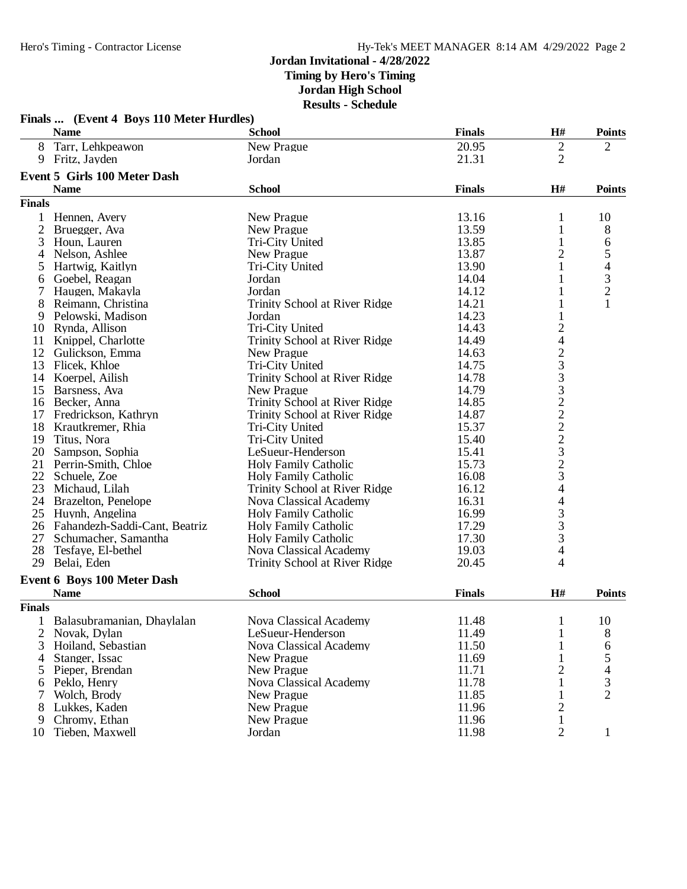# Jordan Invitational - 4/28/2022

**Timing by Hero's Timing**

**Jordan High School**

**Results - Schedule**

## Finals ... (Event 4 Boys 110 Meter Hurdles)

| | Name | School | Finals | H# | Points |
|---|---|---|---|---|---|
| 8 | Tarr, Lehkpeawon | New Prague | 20.95 | 2 | 2 |
| 9 | Fritz, Jayden | Jordan | 21.31 | 2 | |

## Event 5 Girls 100 Meter Dash

| | Name | School | Finals | H# | Points |
|---|---|---|---|---|---|
| **Finals** | | | | | |
| 1 | Hennen, Avery | New Prague | 13.16 | 1 | 10 |
| 2 | Bruegger, Ava | New Prague | 13.59 | 1 | 8 |
| 3 | Houn, Lauren | Tri-City United | 13.85 | 1 | 6 |
| 4 | Nelson, Ashlee | New Prague | 13.87 | 2 | 5 |
| 5 | Hartwig, Kaitlyn | Tri-City United | 13.90 | 1 | 4 |
| 6 | Goebel, Reagan | Jordan | 14.04 | 1 | 3 |
| 7 | Haugen, Makayla | Jordan | 14.12 | 1 | 2 |
| 8 | Reimann, Christina | Trinity School at River Ridge | 14.21 | 1 | 1 |
| 9 | Pelowski, Madison | Jordan | 14.23 | 1 | |
| 10 | Rynda, Allison | Tri-City United | 14.43 | 2 | |
| 11 | Knippel, Charlotte | Trinity School at River Ridge | 14.49 | 4 | |
| 12 | Gulickson, Emma | New Prague | 14.63 | 2 | |
| 13 | Flicek, Khloe | Tri-City United | 14.75 | 3 | |
| 14 | Koerpel, Ailish | Trinity School at River Ridge | 14.78 | 3 | |
| 15 | Barsness, Ava | New Prague | 14.79 | 3 | |
| 16 | Becker, Anna | Trinity School at River Ridge | 14.85 | 2 | |
| 17 | Fredrickson, Kathryn | Trinity School at River Ridge | 14.87 | 2 | |
| 18 | Krautkremer, Rhia | Tri-City United | 15.37 | 2 | |
| 19 | Titus, Nora | Tri-City United | 15.40 | 2 | |
| 20 | Sampson, Sophia | LeSueur-Henderson | 15.41 | 3 | |
| 21 | Perrin-Smith, Chloe | Holy Family Catholic | 15.73 | 2 | |
| 22 | Schuele, Zoe | Holy Family Catholic | 16.08 | 3 | |
| 23 | Michaud, Lilah | Trinity School at River Ridge | 16.12 | 4 | |
| 24 | Brazelton, Penelope | Nova Classical Academy | 16.31 | 4 | |
| 25 | Huynh, Angelina | Holy Family Catholic | 16.99 | 3 | |
| 26 | Fahandezh-Saddi-Cant, Beatriz | Holy Family Catholic | 17.29 | 3 | |
| 27 | Schumacher, Samantha | Holy Family Catholic | 17.30 | 3 | |
| 28 | Tesfaye, El-bethel | Nova Classical Academy | 19.03 | 4 | |
| 29 | Belai, Eden | Trinity School at River Ridge | 20.45 | 4 | |

## Event 6 Boys 100 Meter Dash

| | Name | School | Finals | H# | Points |
|---|---|---|---|---|---|
| **Finals** | | | | | |
| 1 | Balasubramanian, Dhaylalan | Nova Classical Academy | 11.48 | 1 | 10 |
| 2 | Novak, Dylan | LeSueur-Henderson | 11.49 | 1 | 8 |
| 3 | Hoiland, Sebastian | Nova Classical Academy | 11.50 | 1 | 6 |
| 4 | Stanger, Issac | New Prague | 11.69 | 1 | 5 |
| 5 | Pieper, Brendan | New Prague | 11.71 | 2 | 4 |
| 6 | Peklo, Henry | Nova Classical Academy | 11.78 | 1 | 3 |
| 7 | Wolch, Brody | New Prague | 11.85 | 1 | 2 |
| 8 | Lukkes, Kaden | New Prague | 11.96 | 2 | |
| 9 | Chromy, Ethan | New Prague | 11.96 | 1 | |
| 10 | Tieben, Maxwell | Jordan | 11.98 | 2 | 1 |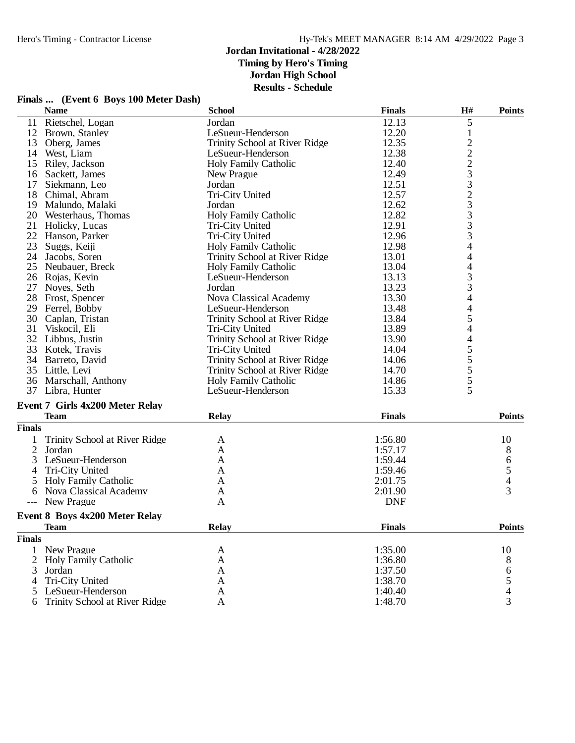# Jordan Invitational - 4/28/2022

**Timing by Hero's Timing**
**Jordan High School**
**Results - Schedule**

### Finals ... (Event 6 Boys 100 Meter Dash)

| | Name | School | Finals | H# | Points |
|---|---|---|---|---|---|
| 11 | Rietschel, Logan | Jordan | 12.13 | 5 | |
| 12 | Brown, Stanley | LeSueur-Henderson | 12.20 | 1 | |
| 13 | Oberg, James | Trinity School at River Ridge | 12.35 | 2 | |
| 14 | West, Liam | LeSueur-Henderson | 12.38 | 2 | |
| 15 | Riley, Jackson | Holy Family Catholic | 12.40 | 2 | |
| 16 | Sackett, James | New Prague | 12.49 | 3 | |
| 17 | Siekmann, Leo | Jordan | 12.51 | 3 | |
| 18 | Chimal, Abram | Tri-City United | 12.57 | 2 | |
| 19 | Malundo, Malaki | Jordan | 12.62 | 3 | |
| 20 | Westerhaus, Thomas | Holy Family Catholic | 12.82 | 3 | |
| 21 | Holicky, Lucas | Tri-City United | 12.91 | 3 | |
| 22 | Hanson, Parker | Tri-City United | 12.96 | 3 | |
| 23 | Suggs, Keiji | Holy Family Catholic | 12.98 | 4 | |
| 24 | Jacobs, Soren | Trinity School at River Ridge | 13.01 | 4 | |
| 25 | Neubauer, Breck | Holy Family Catholic | 13.04 | 4 | |
| 26 | Rojas, Kevin | LeSueur-Henderson | 13.13 | 3 | |
| 27 | Noyes, Seth | Jordan | 13.23 | 3 | |
| 28 | Frost, Spencer | Nova Classical Academy | 13.30 | 4 | |
| 29 | Ferrel, Bobby | LeSueur-Henderson | 13.48 | 4 | |
| 30 | Caplan, Tristan | Trinity School at River Ridge | 13.84 | 5 | |
| 31 | Viskocil, Eli | Tri-City United | 13.89 | 4 | |
| 32 | Libbus, Justin | Trinity School at River Ridge | 13.90 | 4 | |
| 33 | Kotek, Travis | Tri-City United | 14.04 | 5 | |
| 34 | Barreto, David | Trinity School at River Ridge | 14.06 | 5 | |
| 35 | Little, Levi | Trinity School at River Ridge | 14.70 | 5 | |
| 36 | Marschall, Anthony | Holy Family Catholic | 14.86 | 5 | |
| 37 | Libra, Hunter | LeSueur-Henderson | 15.33 | 5 | |

### Event 7 Girls 4x200 Meter Relay

| | Team | Relay | Finals | Points |
|---|---|---|---|---|
| **Finals** | | | | |
| 1 | Trinity School at River Ridge | A | 1:56.80 | 10 |
| 2 | Jordan | A | 1:57.17 | 8 |
| 3 | LeSueur-Henderson | A | 1:59.44 | 6 |
| 4 | Tri-City United | A | 1:59.46 | 5 |
| 5 | Holy Family Catholic | A | 2:01.75 | 4 |
| 6 | Nova Classical Academy | A | 2:01.90 | 3 |
| --- | New Prague | A | DNF | |

### Event 8 Boys 4x200 Meter Relay

| | Team | Relay | Finals | Points |
|---|---|---|---|---|
| **Finals** | | | | |
| 1 | New Prague | A | 1:35.00 | 10 |
| 2 | Holy Family Catholic | A | 1:36.80 | 8 |
| 3 | Jordan | A | 1:37.50 | 6 |
| 4 | Tri-City United | A | 1:38.70 | 5 |
| 5 | LeSueur-Henderson | A | 1:40.40 | 4 |
| 6 | Trinity School at River Ridge | A | 1:48.70 | 3 |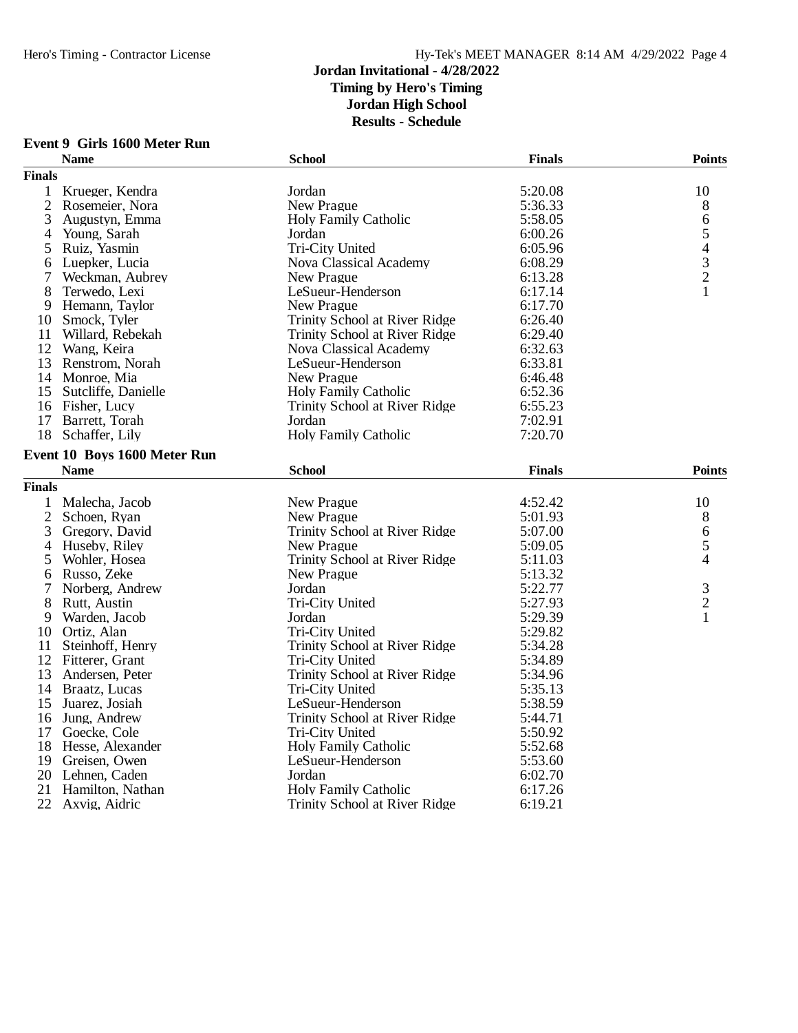# Jordan Invitational - 4/28/2022

**Timing by Hero's Timing**
**Jordan High School**
**Results - Schedule**

### Event 9 Girls 1600 Meter Run

| | Name | School | Finals | Points |
|---|---|---|---|---|
| **Finals** | | | | |
| 1 | Krueger, Kendra | Jordan | 5:20.08 | 10 |
| 2 | Rosemeier, Nora | New Prague | 5:36.33 | 8 |
| 3 | Augustyn, Emma | Holy Family Catholic | 5:58.05 | 6 |
| 4 | Young, Sarah | Jordan | 6:00.26 | 5 |
| 5 | Ruiz, Yasmin | Tri-City United | 6:05.96 | 4 |
| 6 | Luepker, Lucia | Nova Classical Academy | 6:08.29 | 3 |
| 7 | Weckman, Aubrey | New Prague | 6:13.28 | 2 |
| 8 | Terwedo, Lexi | LeSueur-Henderson | 6:17.14 | 1 |
| 9 | Hemann, Taylor | New Prague | 6:17.70 | |
| 10 | Smock, Tyler | Trinity School at River Ridge | 6:26.40 | |
| 11 | Willard, Rebekah | Trinity School at River Ridge | 6:29.40 | |
| 12 | Wang, Keira | Nova Classical Academy | 6:32.63 | |
| 13 | Renstrom, Norah | LeSueur-Henderson | 6:33.81 | |
| 14 | Monroe, Mia | New Prague | 6:46.48 | |
| 15 | Sutcliffe, Danielle | Holy Family Catholic | 6:52.36 | |
| 16 | Fisher, Lucy | Trinity School at River Ridge | 6:55.23 | |
| 17 | Barrett, Torah | Jordan | 7:02.91 | |
| 18 | Schaffer, Lily | Holy Family Catholic | 7:20.70 | |

### Event 10 Boys 1600 Meter Run

| | Name | School | Finals | Points |
|---|---|---|---|---|
| **Finals** | | | | |
| 1 | Malecha, Jacob | New Prague | 4:52.42 | 10 |
| 2 | Schoen, Ryan | New Prague | 5:01.93 | 8 |
| 3 | Gregory, David | Trinity School at River Ridge | 5:07.00 | 6 |
| 4 | Huseby, Riley | New Prague | 5:09.05 | 5 |
| 5 | Wohler, Hosea | Trinity School at River Ridge | 5:11.03 | 4 |
| 6 | Russo, Zeke | New Prague | 5:13.32 | |
| 7 | Norberg, Andrew | Jordan | 5:22.77 | 3 |
| 8 | Rutt, Austin | Tri-City United | 5:27.93 | 2 |
| 9 | Warden, Jacob | Jordan | 5:29.39 | 1 |
| 10 | Ortiz, Alan | Tri-City United | 5:29.82 | |
| 11 | Steinhoff, Henry | Trinity School at River Ridge | 5:34.28 | |
| 12 | Fitterer, Grant | Tri-City United | 5:34.89 | |
| 13 | Andersen, Peter | Trinity School at River Ridge | 5:34.96 | |
| 14 | Braatz, Lucas | Tri-City United | 5:35.13 | |
| 15 | Juarez, Josiah | LeSueur-Henderson | 5:38.59 | |
| 16 | Jung, Andrew | Trinity School at River Ridge | 5:44.71 | |
| 17 | Goecke, Cole | Tri-City United | 5:50.92 | |
| 18 | Hesse, Alexander | Holy Family Catholic | 5:52.68 | |
| 19 | Greisen, Owen | LeSueur-Henderson | 5:53.60 | |
| 20 | Lehnen, Caden | Jordan | 6:02.70 | |
| 21 | Hamilton, Nathan | Holy Family Catholic | 6:17.26 | |
| 22 | Axvig, Aidric | Trinity School at River Ridge | 6:19.21 | |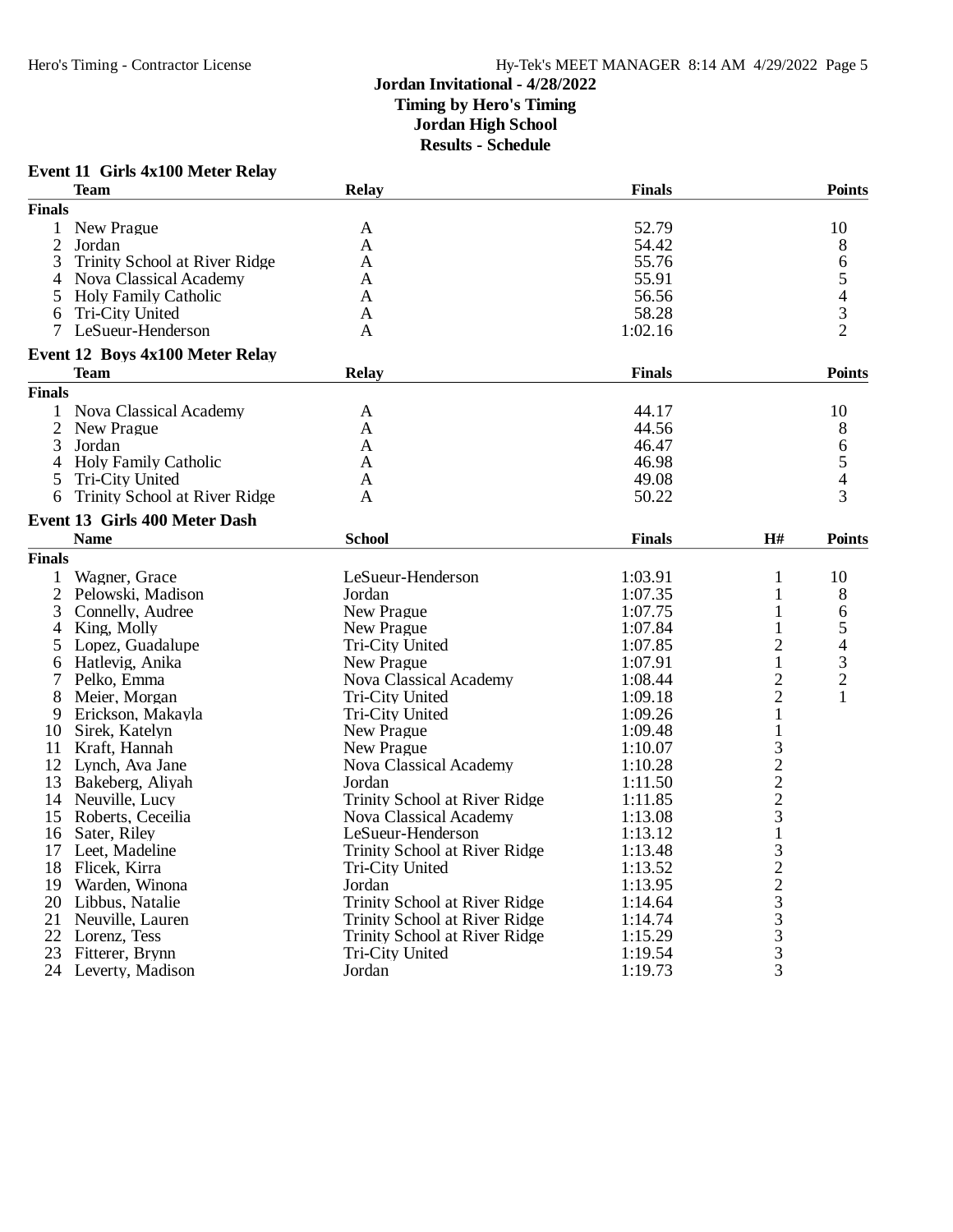## Jordan Invitational - 4/28/2022
### Timing by Hero's Timing
### Jordan High School
### Results - Schedule

**Event 11 Girls 4x100 Meter Relay**

| | Team | Relay | Finals | Points |
|---|---|---|---|---|
| **Finals** | | | | |
| 1 | New Prague | A | 52.79 | 10 |
| 2 | Jordan | A | 54.42 | 8 |
| 3 | Trinity School at River Ridge | A | 55.76 | 6 |
| 4 | Nova Classical Academy | A | 55.91 | 5 |
| 5 | Holy Family Catholic | A | 56.56 | 4 |
| 6 | Tri-City United | A | 58.28 | 3 |
| 7 | LeSueur-Henderson | A | 1:02.16 | 2 |

**Event 12 Boys 4x100 Meter Relay**

| | Team | Relay | Finals | Points |
|---|---|---|---|---|
| **Finals** | | | | |
| 1 | Nova Classical Academy | A | 44.17 | 10 |
| 2 | New Prague | A | 44.56 | 8 |
| 3 | Jordan | A | 46.47 | 6 |
| 4 | Holy Family Catholic | A | 46.98 | 5 |
| 5 | Tri-City United | A | 49.08 | 4 |
| 6 | Trinity School at River Ridge | A | 50.22 | 3 |

**Event 13 Girls 400 Meter Dash**

| | Name | School | Finals | H# | Points |
|---|---|---|---|---|---|
| **Finals** | | | | | |
| 1 | Wagner, Grace | LeSueur-Henderson | 1:03.91 | 1 | 10 |
| 2 | Pelowski, Madison | Jordan | 1:07.35 | 1 | 8 |
| 3 | Connelly, Audree | New Prague | 1:07.75 | 1 | 6 |
| 4 | King, Molly | New Prague | 1:07.84 | 1 | 5 |
| 5 | Lopez, Guadalupe | Tri-City United | 1:07.85 | 2 | 4 |
| 6 | Hatlevig, Anika | New Prague | 1:07.91 | 1 | 3 |
| 7 | Pelko, Emma | Nova Classical Academy | 1:08.44 | 2 | 2 |
| 8 | Meier, Morgan | Tri-City United | 1:09.18 | 2 | 1 |
| 9 | Erickson, Makayla | Tri-City United | 1:09.26 | 1 | |
| 10 | Sirek, Katelyn | New Prague | 1:09.48 | 1 | |
| 11 | Kraft, Hannah | New Prague | 1:10.07 | 3 | |
| 12 | Lynch, Ava Jane | Nova Classical Academy | 1:10.28 | 2 | |
| 13 | Bakeberg, Aliyah | Jordan | 1:11.50 | 2 | |
| 14 | Neuville, Lucy | Trinity School at River Ridge | 1:11.85 | 2 | |
| 15 | Roberts, Ceceilia | Nova Classical Academy | 1:13.08 | 3 | |
| 16 | Sater, Riley | LeSueur-Henderson | 1:13.12 | 1 | |
| 17 | Leet, Madeline | Trinity School at River Ridge | 1:13.48 | 3 | |
| 18 | Flicek, Kirra | Tri-City United | 1:13.52 | 2 | |
| 19 | Warden, Winona | Jordan | 1:13.95 | 2 | |
| 20 | Libbus, Natalie | Trinity School at River Ridge | 1:14.64 | 3 | |
| 21 | Neuville, Lauren | Trinity School at River Ridge | 1:14.74 | 3 | |
| 22 | Lorenz, Tess | Trinity School at River Ridge | 1:15.29 | 3 | |
| 23 | Fitterer, Brynn | Tri-City United | 1:19.54 | 3 | |
| 24 | Leverty, Madison | Jordan | 1:19.73 | 3 | |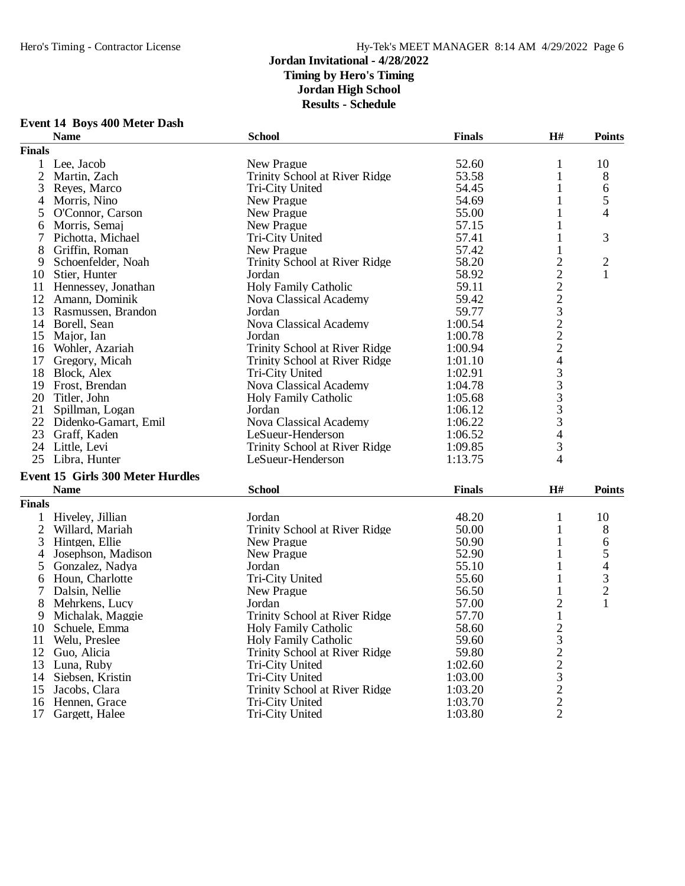## Jordan Invitational - 4/28/2022

**Timing by Hero's Timing**
**Jordan High School**
**Results - Schedule**

### Event 14 Boys 400 Meter Dash

| | Name | School | Finals | H# | Points |
|---|---|---|---|---|---|
| **Finals** | | | | | |
| 1 | Lee, Jacob | New Prague | 52.60 | 1 | 10 |
| 2 | Martin, Zach | Trinity School at River Ridge | 53.58 | 1 | 8 |
| 3 | Reyes, Marco | Tri-City United | 54.45 | 1 | 6 |
| 4 | Morris, Nino | New Prague | 54.69 | 1 | 5 |
| 5 | O'Connor, Carson | New Prague | 55.00 | 1 | 4 |
| 6 | Morris, Semaj | New Prague | 57.15 | 1 | |
| 7 | Pichotta, Michael | Tri-City United | 57.41 | 1 | 3 |
| 8 | Griffin, Roman | New Prague | 57.42 | 1 | |
| 9 | Schoenfelder, Noah | Trinity School at River Ridge | 58.20 | 2 | 2 |
| 10 | Stier, Hunter | Jordan | 58.92 | 2 | 1 |
| 11 | Hennessey, Jonathan | Holy Family Catholic | 59.11 | 2 | |
| 12 | Amann, Dominik | Nova Classical Academy | 59.42 | 2 | |
| 13 | Rasmussen, Brandon | Jordan | 59.77 | 3 | |
| 14 | Borell, Sean | Nova Classical Academy | 1:00.54 | 2 | |
| 15 | Major, Ian | Jordan | 1:00.78 | 2 | |
| 16 | Wohler, Azariah | Trinity School at River Ridge | 1:00.94 | 2 | |
| 17 | Gregory, Micah | Trinity School at River Ridge | 1:01.10 | 4 | |
| 18 | Block, Alex | Tri-City United | 1:02.91 | 3 | |
| 19 | Frost, Brendan | Nova Classical Academy | 1:04.78 | 3 | |
| 20 | Titler, John | Holy Family Catholic | 1:05.68 | 3 | |
| 21 | Spillman, Logan | Jordan | 1:06.12 | 3 | |
| 22 | Didenko-Gamart, Emil | Nova Classical Academy | 1:06.22 | 3 | |
| 23 | Graff, Kaden | LeSueur-Henderson | 1:06.52 | 4 | |
| 24 | Little, Levi | Trinity School at River Ridge | 1:09.85 | 3 | |
| 25 | Libra, Hunter | LeSueur-Henderson | 1:13.75 | 4 | |

### Event 15 Girls 300 Meter Hurdles

| | Name | School | Finals | H# | Points |
|---|---|---|---|---|---|
| **Finals** | | | | | |
| 1 | Hiveley, Jillian | Jordan | 48.20 | 1 | 10 |
| 2 | Willard, Mariah | Trinity School at River Ridge | 50.00 | 1 | 8 |
| 3 | Hintgen, Ellie | New Prague | 50.90 | 1 | 6 |
| 4 | Josephson, Madison | New Prague | 52.90 | 1 | 5 |
| 5 | Gonzalez, Nadya | Jordan | 55.10 | 1 | 4 |
| 6 | Houn, Charlotte | Tri-City United | 55.60 | 1 | 3 |
| 7 | Dalsin, Nellie | New Prague | 56.50 | 1 | 2 |
| 8 | Mehrkens, Lucy | Jordan | 57.00 | 2 | 1 |
| 9 | Michalak, Maggie | Trinity School at River Ridge | 57.70 | 1 | |
| 10 | Schuele, Emma | Holy Family Catholic | 58.60 | 2 | |
| 11 | Welu, Preslee | Holy Family Catholic | 59.60 | 3 | |
| 12 | Guo, Alicia | Trinity School at River Ridge | 59.80 | 2 | |
| 13 | Luna, Ruby | Tri-City United | 1:02.60 | 2 | |
| 14 | Siebsen, Kristin | Tri-City United | 1:03.00 | 3 | |
| 15 | Jacobs, Clara | Trinity School at River Ridge | 1:03.20 | 2 | |
| 16 | Hennen, Grace | Tri-City United | 1:03.70 | 2 | |
| 17 | Gargett, Halee | Tri-City United | 1:03.80 | 2 | |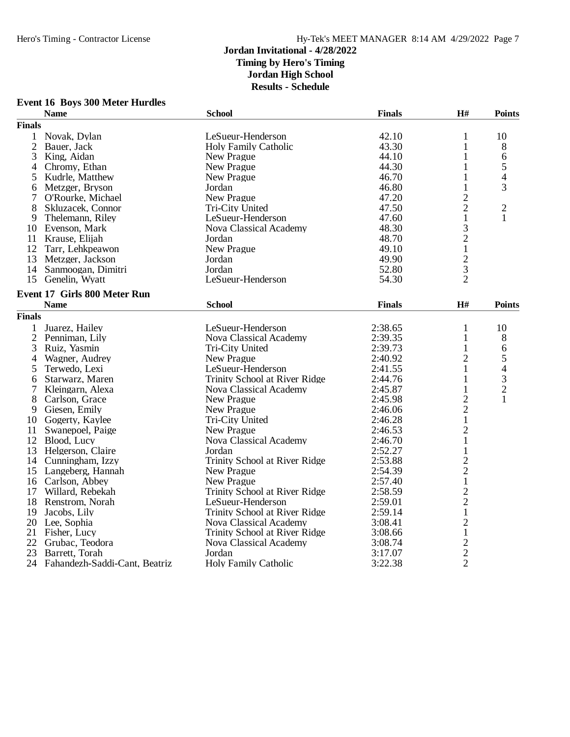# Jordan Invitational - 4/28/2022

**Timing by Hero's Timing**
**Jordan High School**
**Results - Schedule**

### Event 16 Boys 300 Meter Hurdles

| | Name | School | Finals | H# | Points |
|---|---|---|---|---|---|
| **Finals** | | | | | |
| 1 | Novak, Dylan | LeSueur-Henderson | 42.10 | 1 | 10 |
| 2 | Bauer, Jack | Holy Family Catholic | 43.30 | 1 | 8 |
| 3 | King, Aidan | New Prague | 44.10 | 1 | 6 |
| 4 | Chromy, Ethan | New Prague | 44.30 | 1 | 5 |
| 5 | Kudrle, Matthew | New Prague | 46.70 | 1 | 4 |
| 6 | Metzger, Bryson | Jordan | 46.80 | 1 | 3 |
| 7 | O'Rourke, Michael | New Prague | 47.20 | 2 | |
| 8 | Skluzacek, Connor | Tri-City United | 47.50 | 2 | 2 |
| 9 | Thelemann, Riley | LeSueur-Henderson | 47.60 | 1 | 1 |
| 10 | Evenson, Mark | Nova Classical Academy | 48.30 | 3 | |
| 11 | Krause, Elijah | Jordan | 48.70 | 2 | |
| 12 | Tarr, Lehkpeawon | New Prague | 49.10 | 1 | |
| 13 | Metzger, Jackson | Jordan | 49.90 | 2 | |
| 14 | Sanmoogan, Dimitri | Jordan | 52.80 | 3 | |
| 15 | Genelin, Wyatt | LeSueur-Henderson | 54.30 | 2 | |

### Event 17 Girls 800 Meter Run

| | Name | School | Finals | H# | Points |
|---|---|---|---|---|---|
| **Finals** | | | | | |
| 1 | Juarez, Hailey | LeSueur-Henderson | 2:38.65 | 1 | 10 |
| 2 | Penniman, Lily | Nova Classical Academy | 2:39.35 | 1 | 8 |
| 3 | Ruiz, Yasmin | Tri-City United | 2:39.73 | 1 | 6 |
| 4 | Wagner, Audrey | New Prague | 2:40.92 | 2 | 5 |
| 5 | Terwedo, Lexi | LeSueur-Henderson | 2:41.55 | 1 | 4 |
| 6 | Starwarz, Maren | Trinity School at River Ridge | 2:44.76 | 1 | 3 |
| 7 | Kleingarn, Alexa | Nova Classical Academy | 2:45.87 | 1 | 2 |
| 8 | Carlson, Grace | New Prague | 2:45.98 | 2 | 1 |
| 9 | Giesen, Emily | New Prague | 2:46.06 | 2 | |
| 10 | Gogerty, Kaylee | Tri-City United | 2:46.28 | 1 | |
| 11 | Swanepoel, Paige | New Prague | 2:46.53 | 2 | |
| 12 | Blood, Lucy | Nova Classical Academy | 2:46.70 | 1 | |
| 13 | Helgerson, Claire | Jordan | 2:52.27 | 1 | |
| 14 | Cunningham, Izzy | Trinity School at River Ridge | 2:53.88 | 2 | |
| 15 | Langeberg, Hannah | New Prague | 2:54.39 | 2 | |
| 16 | Carlson, Abbey | New Prague | 2:57.40 | 1 | |
| 17 | Willard, Rebekah | Trinity School at River Ridge | 2:58.59 | 2 | |
| 18 | Renstrom, Norah | LeSueur-Henderson | 2:59.01 | 2 | |
| 19 | Jacobs, Lily | Trinity School at River Ridge | 2:59.14 | 1 | |
| 20 | Lee, Sophia | Nova Classical Academy | 3:08.41 | 2 | |
| 21 | Fisher, Lucy | Trinity School at River Ridge | 3:08.66 | 1 | |
| 22 | Grubac, Teodora | Nova Classical Academy | 3:08.74 | 2 | |
| 23 | Barrett, Torah | Jordan | 3:17.07 | 2 | |
| 24 | Fahandezh-Saddi-Cant, Beatriz | Holy Family Catholic | 3:22.38 | 2 | |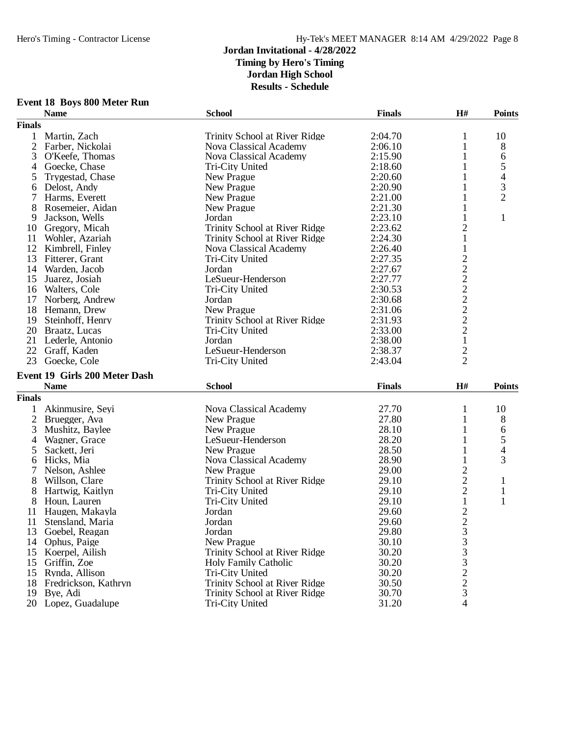# Jordan Invitational - 4/28/2022

**Timing by Hero's Timing**
**Jordan High School**
**Results - Schedule**

## Event 18 Boys 800 Meter Run

| | Name | School | Finals | H# | Points |
|---|---|---|---|---|---|
| **Finals** | | | | | |
| 1 | Martin, Zach | Trinity School at River Ridge | 2:04.70 | 1 | 10 |
| 2 | Farber, Nickolai | Nova Classical Academy | 2:06.10 | 1 | 8 |
| 3 | O'Keefe, Thomas | Nova Classical Academy | 2:15.90 | 1 | 6 |
| 4 | Goecke, Chase | Tri-City United | 2:18.60 | 1 | 5 |
| 5 | Trygestad, Chase | New Prague | 2:20.60 | 1 | 4 |
| 6 | Delost, Andy | New Prague | 2:20.90 | 1 | 3 |
| 7 | Harms, Everett | New Prague | 2:21.00 | 1 | 2 |
| 8 | Rosemeier, Aidan | New Prague | 2:21.30 | 1 | |
| 9 | Jackson, Wells | Jordan | 2:23.10 | 1 | 1 |
| 10 | Gregory, Micah | Trinity School at River Ridge | 2:23.62 | 2 | |
| 11 | Wohler, Azariah | Trinity School at River Ridge | 2:24.30 | 1 | |
| 12 | Kimbrell, Finley | Nova Classical Academy | 2:26.40 | 1 | |
| 13 | Fitterer, Grant | Tri-City United | 2:27.35 | 2 | |
| 14 | Warden, Jacob | Jordan | 2:27.67 | 2 | |
| 15 | Juarez, Josiah | LeSueur-Henderson | 2:27.77 | 2 | |
| 16 | Walters, Cole | Tri-City United | 2:30.53 | 2 | |
| 17 | Norberg, Andrew | Jordan | 2:30.68 | 2 | |
| 18 | Hemann, Drew | New Prague | 2:31.06 | 2 | |
| 19 | Steinhoff, Henry | Trinity School at River Ridge | 2:31.93 | 2 | |
| 20 | Braatz, Lucas | Tri-City United | 2:33.00 | 2 | |
| 21 | Lederle, Antonio | Jordan | 2:38.00 | 1 | |
| 22 | Graff, Kaden | LeSueur-Henderson | 2:38.37 | 2 | |
| 23 | Goecke, Cole | Tri-City United | 2:43.04 | 2 | |

## Event 19 Girls 200 Meter Dash

| | Name | School | Finals | H# | Points |
|---|---|---|---|---|---|
| **Finals** | | | | | |
| 1 | Akinmusire, Seyi | Nova Classical Academy | 27.70 | 1 | 10 |
| 2 | Bruegger, Ava | New Prague | 27.80 | 1 | 8 |
| 3 | Mushitz, Baylee | New Prague | 28.10 | 1 | 6 |
| 4 | Wagner, Grace | LeSueur-Henderson | 28.20 | 1 | 5 |
| 5 | Sackett, Jeri | New Prague | 28.50 | 1 | 4 |
| 6 | Hicks, Mia | Nova Classical Academy | 28.90 | 1 | 3 |
| 7 | Nelson, Ashlee | New Prague | 29.00 | 2 | |
| 8 | Willson, Clare | Trinity School at River Ridge | 29.10 | 2 | 1 |
| 8 | Hartwig, Kaitlyn | Tri-City United | 29.10 | 2 | 1 |
| 8 | Houn, Lauren | Tri-City United | 29.10 | 1 | 1 |
| 11 | Haugen, Makayla | Jordan | 29.60 | 2 | |
| 11 | Stensland, Maria | Jordan | 29.60 | 2 | |
| 13 | Goebel, Reagan | Jordan | 29.80 | 3 | |
| 14 | Ophus, Paige | New Prague | 30.10 | 3 | |
| 15 | Koerpel, Ailish | Trinity School at River Ridge | 30.20 | 3 | |
| 15 | Griffin, Zoe | Holy Family Catholic | 30.20 | 3 | |
| 15 | Rynda, Allison | Tri-City United | 30.20 | 2 | |
| 18 | Fredrickson, Kathryn | Trinity School at River Ridge | 30.50 | 2 | |
| 19 | Bye, Adi | Trinity School at River Ridge | 30.70 | 3 | |
| 20 | Lopez, Guadalupe | Tri-City United | 31.20 | 4 | |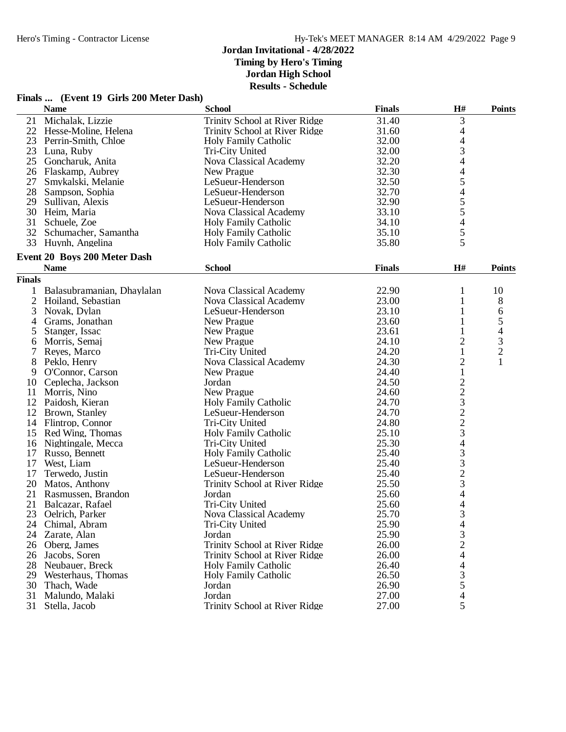# Jordan Invitational - 4/28/2022

**Timing by Hero's Timing**
**Jordan High School**
**Results - Schedule**

## Finals ... (Event 19 Girls 200 Meter Dash)

| | Name | School | Finals | H# | Points |
|---|---|---|---|---|---|
| 21 | Michalak, Lizzie | Trinity School at River Ridge | 31.40 | 3 | |
| 22 | Hesse-Moline, Helena | Trinity School at River Ridge | 31.60 | 4 | |
| 23 | Perrin-Smith, Chloe | Holy Family Catholic | 32.00 | 4 | |
| 23 | Luna, Ruby | Tri-City United | 32.00 | 3 | |
| 25 | Goncharuk, Anita | Nova Classical Academy | 32.20 | 4 | |
| 26 | Flaskamp, Aubrey | New Prague | 32.30 | 4 | |
| 27 | Smykalski, Melanie | LeSueur-Henderson | 32.50 | 5 | |
| 28 | Sampson, Sophia | LeSueur-Henderson | 32.70 | 4 | |
| 29 | Sullivan, Alexis | LeSueur-Henderson | 32.90 | 5 | |
| 30 | Heim, Maria | Nova Classical Academy | 33.10 | 5 | |
| 31 | Schuele, Zoe | Holy Family Catholic | 34.10 | 4 | |
| 32 | Schumacher, Samantha | Holy Family Catholic | 35.10 | 5 | |
| 33 | Huynh, Angelina | Holy Family Catholic | 35.80 | 5 | |

## Event 20 Boys 200 Meter Dash

**Finals**

| | Name | School | Finals | H# | Points |
|---|---|---|---|---|---|
| 1 | Balasubramanian, Dhaylalan | Nova Classical Academy | 22.90 | 1 | 10 |
| 2 | Hoiland, Sebastian | Nova Classical Academy | 23.00 | 1 | 8 |
| 3 | Novak, Dylan | LeSueur-Henderson | 23.10 | 1 | 6 |
| 4 | Grams, Jonathan | New Prague | 23.60 | 1 | 5 |
| 5 | Stanger, Issac | New Prague | 23.61 | 1 | 4 |
| 6 | Morris, Semaj | New Prague | 24.10 | 2 | 3 |
| 7 | Reyes, Marco | Tri-City United | 24.20 | 1 | 2 |
| 8 | Peklo, Henry | Nova Classical Academy | 24.30 | 2 | 1 |
| 9 | O'Connor, Carson | New Prague | 24.40 | 1 | |
| 10 | Ceplecha, Jackson | Jordan | 24.50 | 2 | |
| 11 | Morris, Nino | New Prague | 24.60 | 2 | |
| 12 | Paidosh, Kieran | Holy Family Catholic | 24.70 | 3 | |
| 12 | Brown, Stanley | LeSueur-Henderson | 24.70 | 2 | |
| 14 | Flintrop, Connor | Tri-City United | 24.80 | 2 | |
| 15 | Red Wing, Thomas | Holy Family Catholic | 25.10 | 3 | |
| 16 | Nightingale, Mecca | Tri-City United | 25.30 | 4 | |
| 17 | Russo, Bennett | Holy Family Catholic | 25.40 | 3 | |
| 17 | West, Liam | LeSueur-Henderson | 25.40 | 3 | |
| 17 | Terwedo, Justin | LeSueur-Henderson | 25.40 | 2 | |
| 20 | Matos, Anthony | Trinity School at River Ridge | 25.50 | 3 | |
| 21 | Rasmussen, Brandon | Jordan | 25.60 | 4 | |
| 21 | Balcazar, Rafael | Tri-City United | 25.60 | 4 | |
| 23 | Oelrich, Parker | Nova Classical Academy | 25.70 | 3 | |
| 24 | Chimal, Abram | Tri-City United | 25.90 | 4 | |
| 24 | Zarate, Alan | Jordan | 25.90 | 3 | |
| 26 | Oberg, James | Trinity School at River Ridge | 26.00 | 2 | |
| 26 | Jacobs, Soren | Trinity School at River Ridge | 26.00 | 4 | |
| 28 | Neubauer, Breck | Holy Family Catholic | 26.40 | 4 | |
| 29 | Westerhaus, Thomas | Holy Family Catholic | 26.50 | 3 | |
| 30 | Thach, Wade | Jordan | 26.90 | 5 | |
| 31 | Malundo, Malaki | Jordan | 27.00 | 4 | |
| 31 | Stella, Jacob | Trinity School at River Ridge | 27.00 | 5 | |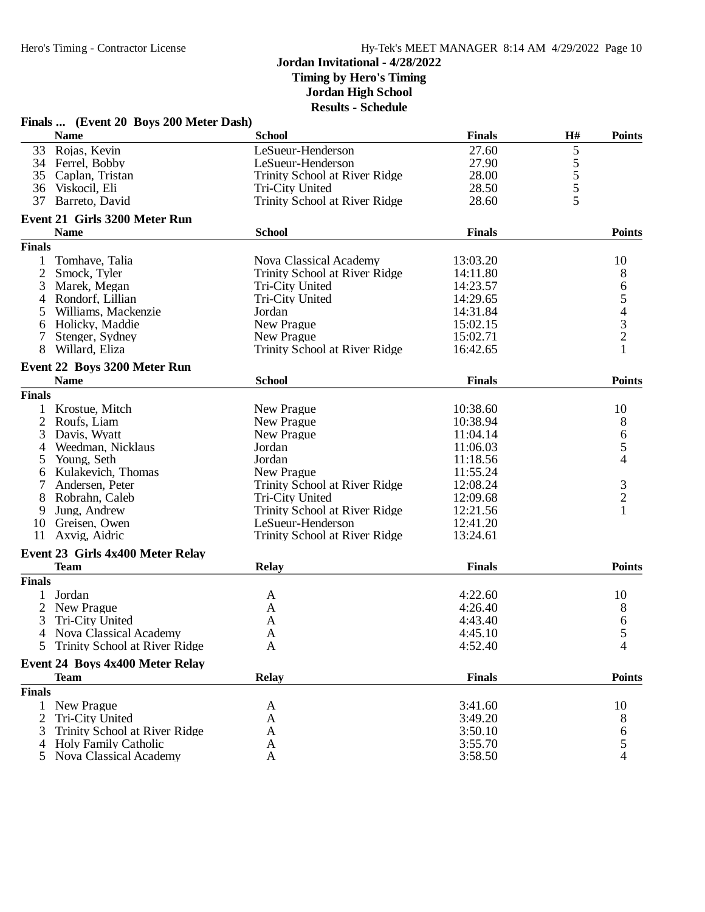## Jordan Invitational - 4/28/2022

**Timing by Hero's Timing**

**Jordan High School**

**Results - Schedule**

### Finals ... (Event 20 Boys 200 Meter Dash)

| | Name | School | Finals | H# | Points |
|---|---|---|---|---|---|
| 33 | Rojas, Kevin | LeSueur-Henderson | 27.60 | 5 | |
| 34 | Ferrel, Bobby | LeSueur-Henderson | 27.90 | 5 | |
| 35 | Caplan, Tristan | Trinity School at River Ridge | 28.00 | 5 | |
| 36 | Viskocil, Eli | Tri-City United | 28.50 | 5 | |
| 37 | Barreto, David | Trinity School at River Ridge | 28.60 | 5 | |

### Event 21 Girls 3200 Meter Run

| | Name | School | Finals | Points |
|---|---|---|---|---|
| **Finals** | | | | |
| 1 | Tomhave, Talia | Nova Classical Academy | 13:03.20 | 10 |
| 2 | Smock, Tyler | Trinity School at River Ridge | 14:11.80 | 8 |
| 3 | Marek, Megan | Tri-City United | 14:23.57 | 6 |
| 4 | Rondorf, Lillian | Tri-City United | 14:29.65 | 5 |
| 5 | Williams, Mackenzie | Jordan | 14:31.84 | 4 |
| 6 | Holicky, Maddie | New Prague | 15:02.15 | 3 |
| 7 | Stenger, Sydney | New Prague | 15:02.71 | 2 |
| 8 | Willard, Eliza | Trinity School at River Ridge | 16:42.65 | 1 |

### Event 22 Boys 3200 Meter Run

| | Name | School | Finals | Points |
|---|---|---|---|---|
| **Finals** | | | | |
| 1 | Krostue, Mitch | New Prague | 10:38.60 | 10 |
| 2 | Roufs, Liam | New Prague | 10:38.94 | 8 |
| 3 | Davis, Wyatt | New Prague | 11:04.14 | 6 |
| 4 | Weedman, Nicklaus | Jordan | 11:06.03 | 5 |
| 5 | Young, Seth | Jordan | 11:18.56 | 4 |
| 6 | Kulakevich, Thomas | New Prague | 11:55.24 | |
| 7 | Andersen, Peter | Trinity School at River Ridge | 12:08.24 | 3 |
| 8 | Robrahn, Caleb | Tri-City United | 12:09.68 | 2 |
| 9 | Jung, Andrew | Trinity School at River Ridge | 12:21.56 | 1 |
| 10 | Greisen, Owen | LeSueur-Henderson | 12:41.20 | |
| 11 | Axvig, Aidric | Trinity School at River Ridge | 13:24.61 | |

### Event 23 Girls 4x400 Meter Relay

| | Team | Relay | Finals | Points |
|---|---|---|---|---|
| **Finals** | | | | |
| 1 | Jordan | A | 4:22.60 | 10 |
| 2 | New Prague | A | 4:26.40 | 8 |
| 3 | Tri-City United | A | 4:43.40 | 6 |
| 4 | Nova Classical Academy | A | 4:45.10 | 5 |
| 5 | Trinity School at River Ridge | A | 4:52.40 | 4 |

### Event 24 Boys 4x400 Meter Relay

| | Team | Relay | Finals | Points |
|---|---|---|---|---|
| **Finals** | | | | |
| 1 | New Prague | A | 3:41.60 | 10 |
| 2 | Tri-City United | A | 3:49.20 | 8 |
| 3 | Trinity School at River Ridge | A | 3:50.10 | 6 |
| 4 | Holy Family Catholic | A | 3:55.70 | 5 |
| 5 | Nova Classical Academy | A | 3:58.50 | 4 |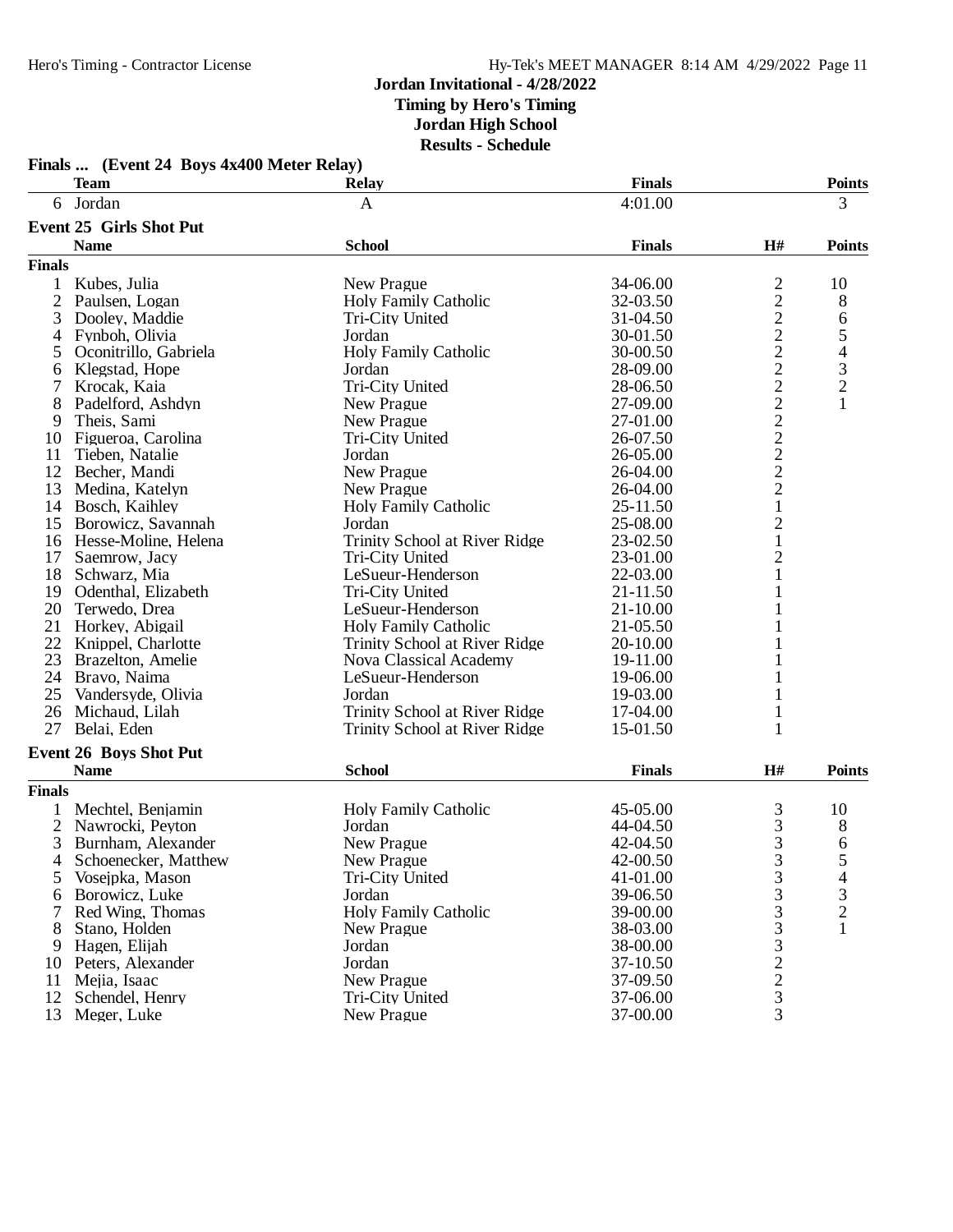# Jordan Invitational - 4/28/2022

**Timing by Hero's Timing**
**Jordan High School**
**Results - Schedule**

### Finals ... (Event 24 Boys 4x400 Meter Relay)

| | Team | Relay | Finals | Points |
|---|---|---|---|---|
| 6 | Jordan | A | 4:01.00 | 3 |

### Event 25 Girls Shot Put

| | Name | School | Finals | H# | Points |
|---|---|---|---|---|---|
| **Finals** | | | | | |
| 1 | Kubes, Julia | New Prague | 34-06.00 | 2 | 10 |
| 2 | Paulsen, Logan | Holy Family Catholic | 32-03.50 | 2 | 8 |
| 3 | Dooley, Maddie | Tri-City United | 31-04.50 | 2 | 6 |
| 4 | Fynboh, Olivia | Jordan | 30-01.50 | 2 | 5 |
| 5 | Oconitrillo, Gabriela | Holy Family Catholic | 30-00.50 | 2 | 4 |
| 6 | Klegstad, Hope | Jordan | 28-09.00 | 2 | 3 |
| 7 | Krocak, Kaia | Tri-City United | 28-06.50 | 2 | 2 |
| 8 | Padelford, Ashdyn | New Prague | 27-09.00 | 2 | 1 |
| 9 | Theis, Sami | New Prague | 27-01.00 | 2 | |
| 10 | Figueroa, Carolina | Tri-City United | 26-07.50 | 2 | |
| 11 | Tieben, Natalie | Jordan | 26-05.00 | 2 | |
| 12 | Becher, Mandi | New Prague | 26-04.00 | 2 | |
| 13 | Medina, Katelyn | New Prague | 26-04.00 | 2 | |
| 14 | Bosch, Kaihley | Holy Family Catholic | 25-11.50 | 1 | |
| 15 | Borowicz, Savannah | Jordan | 25-08.00 | 2 | |
| 16 | Hesse-Moline, Helena | Trinity School at River Ridge | 23-02.50 | 1 | |
| 17 | Saemrow, Jacy | Tri-City United | 23-01.00 | 2 | |
| 18 | Schwarz, Mia | LeSueur-Henderson | 22-03.00 | 1 | |
| 19 | Odenthal, Elizabeth | Tri-City United | 21-11.50 | 1 | |
| 20 | Terwedo, Drea | LeSueur-Henderson | 21-10.00 | 1 | |
| 21 | Horkey, Abigail | Holy Family Catholic | 21-05.50 | 1 | |
| 22 | Knippel, Charlotte | Trinity School at River Ridge | 20-10.00 | 1 | |
| 23 | Brazelton, Amelie | Nova Classical Academy | 19-11.00 | 1 | |
| 24 | Bravo, Naima | LeSueur-Henderson | 19-06.00 | 1 | |
| 25 | Vandersyde, Olivia | Jordan | 19-03.00 | 1 | |
| 26 | Michaud, Lilah | Trinity School at River Ridge | 17-04.00 | 1 | |
| 27 | Belai, Eden | Trinity School at River Ridge | 15-01.50 | 1 | |

### Event 26 Boys Shot Put

| | Name | School | Finals | H# | Points |
|---|---|---|---|---|---|
| **Finals** | | | | | |
| 1 | Mechtel, Benjamin | Holy Family Catholic | 45-05.00 | 3 | 10 |
| 2 | Nawrocki, Peyton | Jordan | 44-04.50 | 3 | 8 |
| 3 | Burnham, Alexander | New Prague | 42-04.50 | 3 | 6 |
| 4 | Schoenecker, Matthew | New Prague | 42-00.50 | 3 | 5 |
| 5 | Vosejpka, Mason | Tri-City United | 41-01.00 | 3 | 4 |
| 6 | Borowicz, Luke | Jordan | 39-06.50 | 3 | 3 |
| 7 | Red Wing, Thomas | Holy Family Catholic | 39-00.00 | 3 | 2 |
| 8 | Stano, Holden | New Prague | 38-03.00 | 3 | 1 |
| 9 | Hagen, Elijah | Jordan | 38-00.00 | 3 | |
| 10 | Peters, Alexander | Jordan | 37-10.50 | 2 | |
| 11 | Mejia, Isaac | New Prague | 37-09.50 | 2 | |
| 12 | Schendel, Henry | Tri-City United | 37-06.00 | 3 | |
| 13 | Meger, Luke | New Prague | 37-00.00 | 3 | |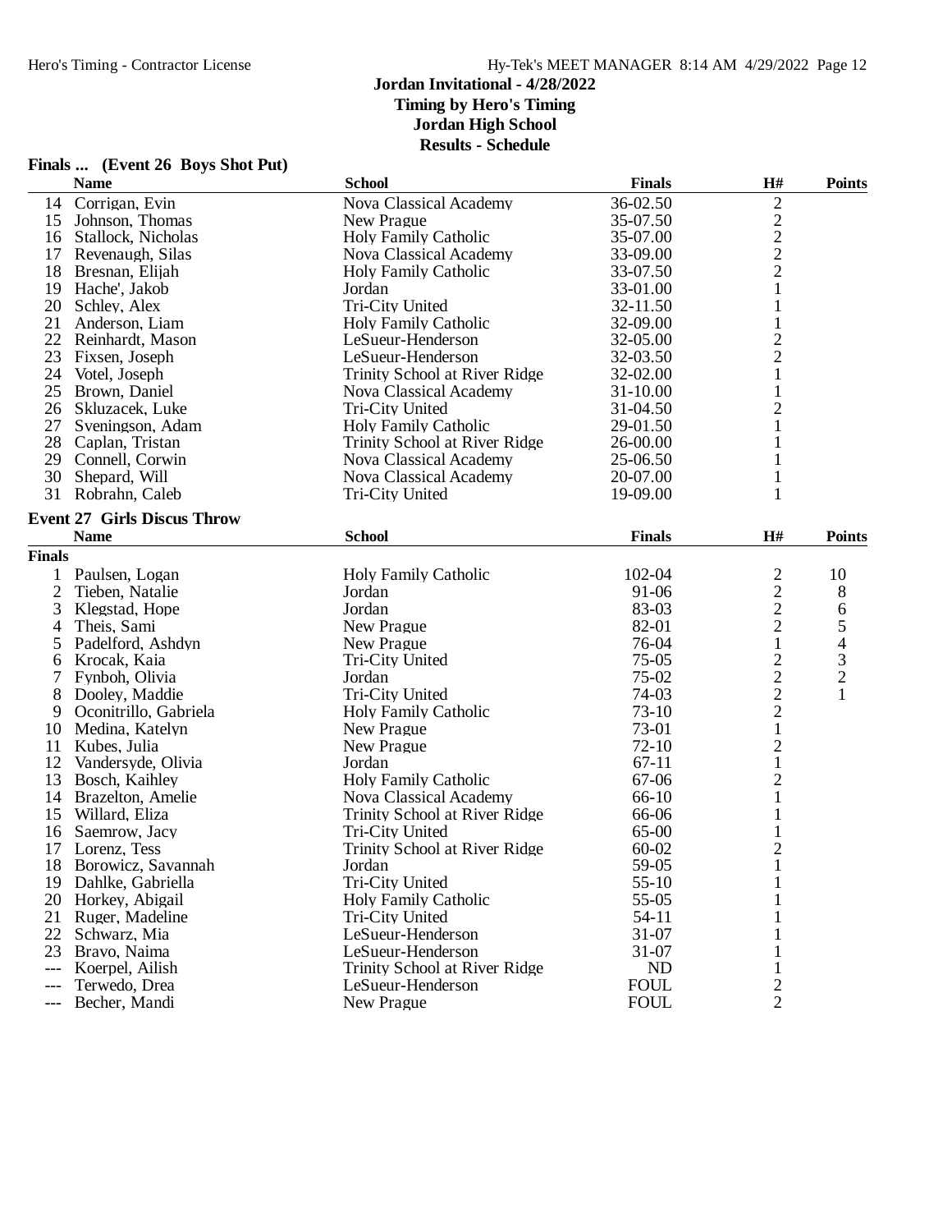# Jordan Invitational - 4/28/2022

**Timing by Hero's Timing**
**Jordan High School**
**Results - Schedule**

## Finals ... (Event 26 Boys Shot Put)

| | Name | School | Finals | H# | Points |
|---|---|---|---|---|---|
| 14 | Corrigan, Evin | Nova Classical Academy | 36-02.50 | 2 | |
| 15 | Johnson, Thomas | New Prague | 35-07.50 | 2 | |
| 16 | Stallock, Nicholas | Holy Family Catholic | 35-07.00 | 2 | |
| 17 | Revenaugh, Silas | Nova Classical Academy | 33-09.00 | 2 | |
| 18 | Bresnan, Elijah | Holy Family Catholic | 33-07.50 | 2 | |
| 19 | Hache', Jakob | Jordan | 33-01.00 | 1 | |
| 20 | Schley, Alex | Tri-City United | 32-11.50 | 1 | |
| 21 | Anderson, Liam | Holy Family Catholic | 32-09.00 | 1 | |
| 22 | Reinhardt, Mason | LeSueur-Henderson | 32-05.00 | 2 | |
| 23 | Fixsen, Joseph | LeSueur-Henderson | 32-03.50 | 2 | |
| 24 | Votel, Joseph | Trinity School at River Ridge | 32-02.00 | 1 | |
| 25 | Brown, Daniel | Nova Classical Academy | 31-10.00 | 1 | |
| 26 | Skluzacek, Luke | Tri-City United | 31-04.50 | 2 | |
| 27 | Sveningson, Adam | Holy Family Catholic | 29-01.50 | 1 | |
| 28 | Caplan, Tristan | Trinity School at River Ridge | 26-00.00 | 1 | |
| 29 | Connell, Corwin | Nova Classical Academy | 25-06.50 | 1 | |
| 30 | Shepard, Will | Nova Classical Academy | 20-07.00 | 1 | |
| 31 | Robrahn, Caleb | Tri-City United | 19-09.00 | 1 | |

## Event 27 Girls Discus Throw

| | Name | School | Finals | H# | Points |
|---|---|---|---|---|---|
| **Finals** | | | | | |
| 1 | Paulsen, Logan | Holy Family Catholic | 102-04 | 2 | 10 |
| 2 | Tieben, Natalie | Jordan | 91-06 | 2 | 8 |
| 3 | Klegstad, Hope | Jordan | 83-03 | 2 | 6 |
| 4 | Theis, Sami | New Prague | 82-01 | 2 | 5 |
| 5 | Padelford, Ashdyn | New Prague | 76-04 | 1 | 4 |
| 6 | Krocak, Kaia | Tri-City United | 75-05 | 2 | 3 |
| 7 | Fynboh, Olivia | Jordan | 75-02 | 2 | 2 |
| 8 | Dooley, Maddie | Tri-City United | 74-03 | 2 | 1 |
| 9 | Oconitrillo, Gabriela | Holy Family Catholic | 73-10 | 2 | |
| 10 | Medina, Katelyn | New Prague | 73-01 | 1 | |
| 11 | Kubes, Julia | New Prague | 72-10 | 2 | |
| 12 | Vandersyde, Olivia | Jordan | 67-11 | 1 | |
| 13 | Bosch, Kaihley | Holy Family Catholic | 67-06 | 2 | |
| 14 | Brazelton, Amelie | Nova Classical Academy | 66-10 | 1 | |
| 15 | Willard, Eliza | Trinity School at River Ridge | 66-06 | 1 | |
| 16 | Saemrow, Jacy | Tri-City United | 65-00 | 1 | |
| 17 | Lorenz, Tess | Trinity School at River Ridge | 60-02 | 2 | |
| 18 | Borowicz, Savannah | Jordan | 59-05 | 1 | |
| 19 | Dahlke, Gabriella | Tri-City United | 55-10 | 1 | |
| 20 | Horkey, Abigail | Holy Family Catholic | 55-05 | 1 | |
| 21 | Ruger, Madeline | Tri-City United | 54-11 | 1 | |
| 22 | Schwarz, Mia | LeSueur-Henderson | 31-07 | 1 | |
| 23 | Bravo, Naima | LeSueur-Henderson | 31-07 | 1 | |
| --- | Koerpel, Ailish | Trinity School at River Ridge | ND | 1 | |
| --- | Terwedo, Drea | LeSueur-Henderson | FOUL | 2 | |
| --- | Becher, Mandi | New Prague | FOUL | 2 | |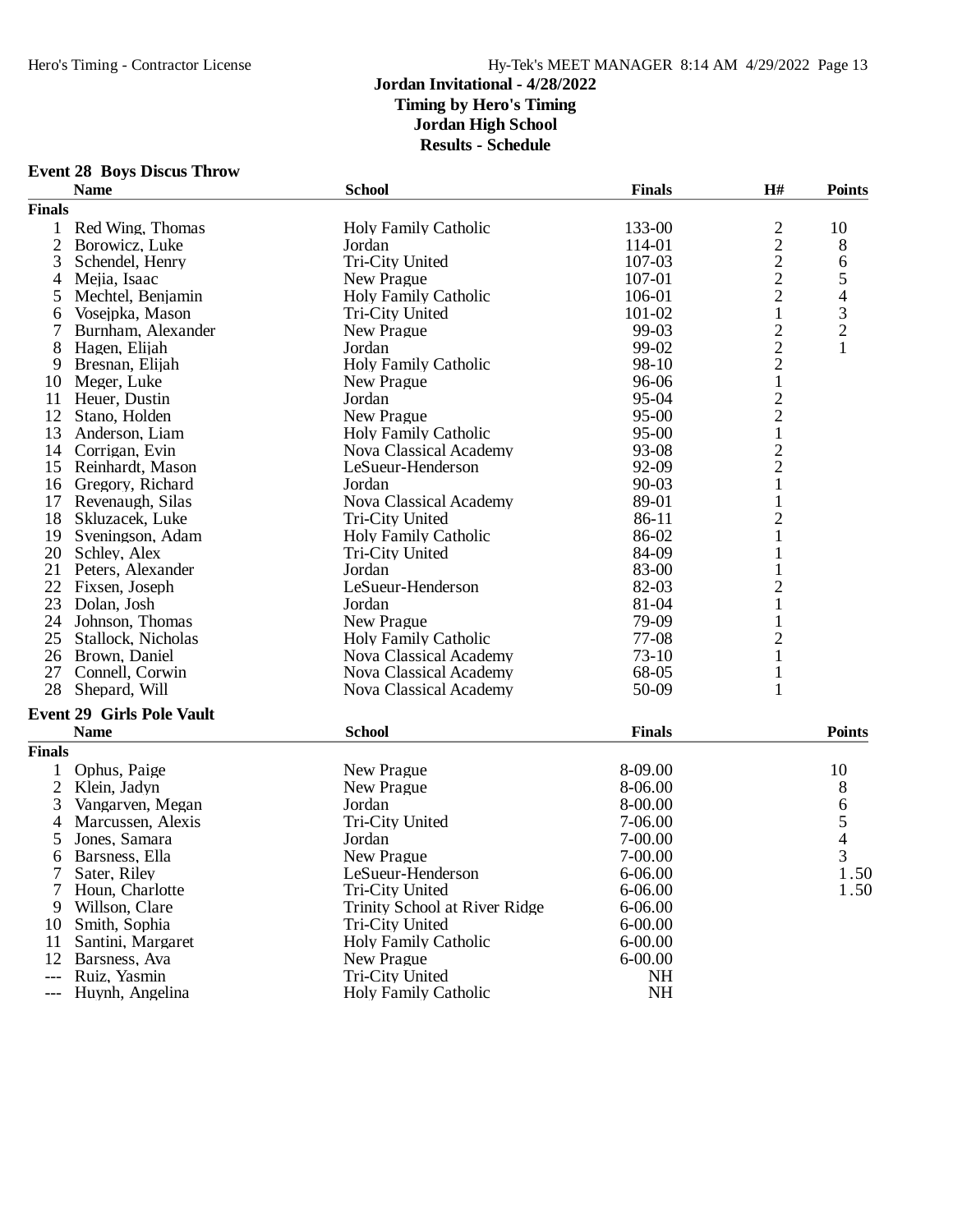# Jordan Invitational - 4/28/2022

**Timing by Hero's Timing**
**Jordan High School**
**Results - Schedule**

## Event 28 Boys Discus Throw

| | Name | School | Finals | H# | Points |
|---|---|---|---|---|---|
| **Finals** | | | | | |
| 1 | Red Wing, Thomas | Holy Family Catholic | 133-00 | 2 | 10 |
| 2 | Borowicz, Luke | Jordan | 114-01 | 2 | 8 |
| 3 | Schendel, Henry | Tri-City United | 107-03 | 2 | 6 |
| 4 | Mejia, Isaac | New Prague | 107-01 | 2 | 5 |
| 5 | Mechtel, Benjamin | Holy Family Catholic | 106-01 | 2 | 4 |
| 6 | Vosejpka, Mason | Tri-City United | 101-02 | 1 | 3 |
| 7 | Burnham, Alexander | New Prague | 99-03 | 2 | 2 |
| 8 | Hagen, Elijah | Jordan | 99-02 | 2 | 1 |
| 9 | Bresnan, Elijah | Holy Family Catholic | 98-10 | 2 | |
| 10 | Meger, Luke | New Prague | 96-06 | 1 | |
| 11 | Heuer, Dustin | Jordan | 95-04 | 2 | |
| 12 | Stano, Holden | New Prague | 95-00 | 2 | |
| 13 | Anderson, Liam | Holy Family Catholic | 95-00 | 1 | |
| 14 | Corrigan, Evin | Nova Classical Academy | 93-08 | 2 | |
| 15 | Reinhardt, Mason | LeSueur-Henderson | 92-09 | 2 | |
| 16 | Gregory, Richard | Jordan | 90-03 | 1 | |
| 17 | Revenaugh, Silas | Nova Classical Academy | 89-01 | 1 | |
| 18 | Skluzacek, Luke | Tri-City United | 86-11 | 2 | |
| 19 | Sveningson, Adam | Holy Family Catholic | 86-02 | 1 | |
| 20 | Schley, Alex | Tri-City United | 84-09 | 1 | |
| 21 | Peters, Alexander | Jordan | 83-00 | 1 | |
| 22 | Fixsen, Joseph | LeSueur-Henderson | 82-03 | 2 | |
| 23 | Dolan, Josh | Jordan | 81-04 | 1 | |
| 24 | Johnson, Thomas | New Prague | 79-09 | 1 | |
| 25 | Stallock, Nicholas | Holy Family Catholic | 77-08 | 2 | |
| 26 | Brown, Daniel | Nova Classical Academy | 73-10 | 1 | |
| 27 | Connell, Corwin | Nova Classical Academy | 68-05 | 1 | |
| 28 | Shepard, Will | Nova Classical Academy | 50-09 | 1 | |

## Event 29 Girls Pole Vault

| | Name | School | Finals | Points |
|---|---|---|---|---|
| **Finals** | | | | |
| 1 | Ophus, Paige | New Prague | 8-09.00 | 10 |
| 2 | Klein, Jadyn | New Prague | 8-06.00 | 8 |
| 3 | Vangarven, Megan | Jordan | 8-00.00 | 6 |
| 4 | Marcussen, Alexis | Tri-City United | 7-06.00 | 5 |
| 5 | Jones, Samara | Jordan | 7-00.00 | 4 |
| 6 | Barsness, Ella | New Prague | 7-00.00 | 3 |
| 7 | Sater, Riley | LeSueur-Henderson | 6-06.00 | 1.50 |
| 7 | Houn, Charlotte | Tri-City United | 6-06.00 | 1.50 |
| 9 | Willson, Clare | Trinity School at River Ridge | 6-06.00 | |
| 10 | Smith, Sophia | Tri-City United | 6-00.00 | |
| 11 | Santini, Margaret | Holy Family Catholic | 6-00.00 | |
| 12 | Barsness, Ava | New Prague | 6-00.00 | |
| --- | Ruiz, Yasmin | Tri-City United | NH | |
| --- | Huynh, Angelina | Holy Family Catholic | NH | |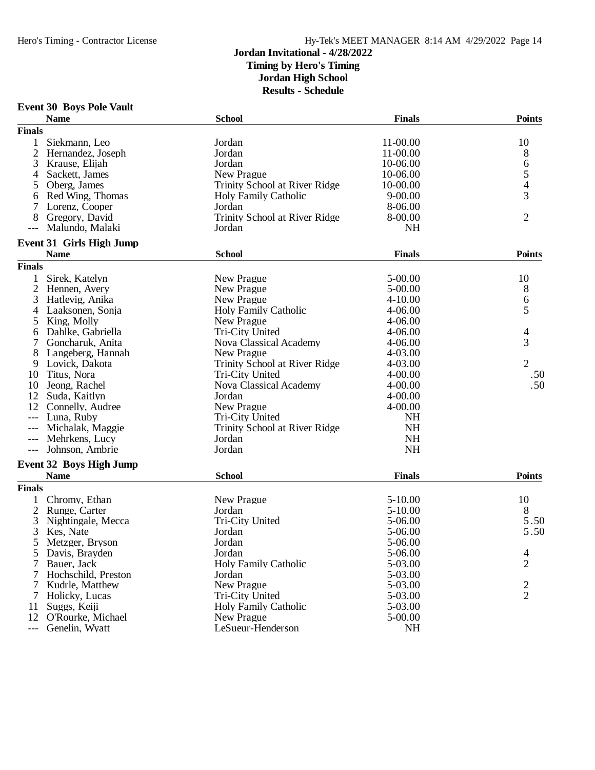# Jordan Invitational - 4/28/2022

**Timing by Hero's Timing**
**Jordan High School**
**Results - Schedule**

## Event 30 Boys Pole Vault

| | Name | School | Finals | Points |
|---|---|---|---|---|
| **Finals** | | | | |
| 1 | Siekmann, Leo | Jordan | 11-00.00 | 10 |
| 2 | Hernandez, Joseph | Jordan | 11-00.00 | 8 |
| 3 | Krause, Elijah | Jordan | 10-06.00 | 6 |
| 4 | Sackett, James | New Prague | 10-06.00 | 5 |
| 5 | Oberg, James | Trinity School at River Ridge | 10-00.00 | 4 |
| 6 | Red Wing, Thomas | Holy Family Catholic | 9-00.00 | 3 |
| 7 | Lorenz, Cooper | Jordan | 8-06.00 | |
| 8 | Gregory, David | Trinity School at River Ridge | 8-00.00 | 2 |
| --- | Malundo, Malaki | Jordan | NH | |

## Event 31 Girls High Jump

| | Name | School | Finals | Points |
|---|---|---|---|---|
| **Finals** | | | | |
| 1 | Sirek, Katelyn | New Prague | 5-00.00 | 10 |
| 2 | Hennen, Avery | New Prague | 5-00.00 | 8 |
| 3 | Hatlevig, Anika | New Prague | 4-10.00 | 6 |
| 4 | Laaksonen, Sonja | Holy Family Catholic | 4-06.00 | 5 |
| 5 | King, Molly | New Prague | 4-06.00 | |
| 6 | Dahlke, Gabriella | Tri-City United | 4-06.00 | 4 |
| 7 | Goncharuk, Anita | Nova Classical Academy | 4-06.00 | 3 |
| 8 | Langeberg, Hannah | New Prague | 4-03.00 | |
| 9 | Lovick, Dakota | Trinity School at River Ridge | 4-03.00 | 2 |
| 10 | Titus, Nora | Tri-City United | 4-00.00 | .50 |
| 10 | Jeong, Rachel | Nova Classical Academy | 4-00.00 | .50 |
| 12 | Suda, Kaitlyn | Jordan | 4-00.00 | |
| 12 | Connelly, Audree | New Prague | 4-00.00 | |
| --- | Luna, Ruby | Tri-City United | NH | |
| --- | Michalak, Maggie | Trinity School at River Ridge | NH | |
| --- | Mehrkens, Lucy | Jordan | NH | |
| --- | Johnson, Ambrie | Jordan | NH | |

## Event 32 Boys High Jump

| | Name | School | Finals | Points |
|---|---|---|---|---|
| **Finals** | | | | |
| 1 | Chromy, Ethan | New Prague | 5-10.00 | 10 |
| 2 | Runge, Carter | Jordan | 5-10.00 | 8 |
| 3 | Nightingale, Mecca | Tri-City United | 5-06.00 | 5.50 |
| 3 | Kes, Nate | Jordan | 5-06.00 | 5.50 |
| 5 | Metzger, Bryson | Jordan | 5-06.00 | |
| 5 | Davis, Brayden | Jordan | 5-06.00 | 4 |
| 7 | Bauer, Jack | Holy Family Catholic | 5-03.00 | 2 |
| 7 | Hochschild, Preston | Jordan | 5-03.00 | |
| 7 | Kudrle, Matthew | New Prague | 5-03.00 | 2 |
| 7 | Holicky, Lucas | Tri-City United | 5-03.00 | 2 |
| 11 | Suggs, Keiji | Holy Family Catholic | 5-03.00 | |
| 12 | O'Rourke, Michael | New Prague | 5-00.00 | |
| --- | Genelin, Wyatt | LeSueur-Henderson | NH | |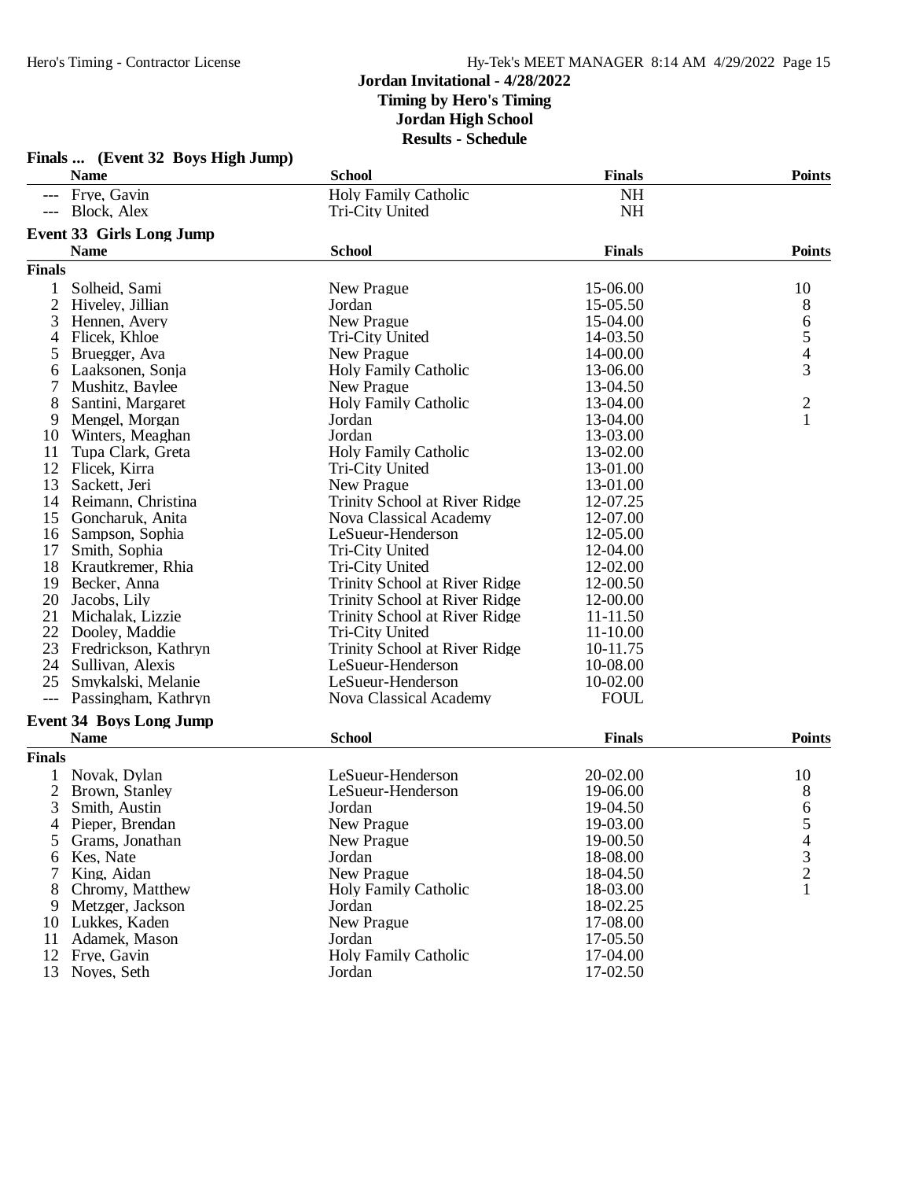# Jordan Invitational - 4/28/2022

**Timing by Hero's Timing**
**Jordan High School**
**Results - Schedule**

## Finals ... (Event 32 Boys High Jump)

| | Name | School | Finals | Points |
|---|---|---|---|---|
| --- | Frye, Gavin | Holy Family Catholic | NH | |
| --- | Block, Alex | Tri-City United | NH | |

## Event 33 Girls Long Jump

**Finals**

| | Name | School | Finals | Points |
|---|---|---|---|---|
| 1 | Solheid, Sami | New Prague | 15-06.00 | 10 |
| 2 | Hiveley, Jillian | Jordan | 15-05.50 | 8 |
| 3 | Hennen, Avery | New Prague | 15-04.00 | 6 |
| 4 | Flicek, Khloe | Tri-City United | 14-03.50 | 5 |
| 5 | Bruegger, Ava | New Prague | 14-00.00 | 4 |
| 6 | Laaksonen, Sonja | Holy Family Catholic | 13-06.00 | 3 |
| 7 | Mushitz, Baylee | New Prague | 13-04.50 | |
| 8 | Santini, Margaret | Holy Family Catholic | 13-04.00 | 2 |
| 9 | Mengel, Morgan | Jordan | 13-04.00 | 1 |
| 10 | Winters, Meaghan | Jordan | 13-03.00 | |
| 11 | Tupa Clark, Greta | Holy Family Catholic | 13-02.00 | |
| 12 | Flicek, Kirra | Tri-City United | 13-01.00 | |
| 13 | Sackett, Jeri | New Prague | 13-01.00 | |
| 14 | Reimann, Christina | Trinity School at River Ridge | 12-07.25 | |
| 15 | Goncharuk, Anita | Nova Classical Academy | 12-07.00 | |
| 16 | Sampson, Sophia | LeSueur-Henderson | 12-05.00 | |
| 17 | Smith, Sophia | Tri-City United | 12-04.00 | |
| 18 | Krautkremer, Rhia | Tri-City United | 12-02.00 | |
| 19 | Becker, Anna | Trinity School at River Ridge | 12-00.50 | |
| 20 | Jacobs, Lily | Trinity School at River Ridge | 12-00.00 | |
| 21 | Michalak, Lizzie | Trinity School at River Ridge | 11-11.50 | |
| 22 | Dooley, Maddie | Tri-City United | 11-10.00 | |
| 23 | Fredrickson, Kathryn | Trinity School at River Ridge | 10-11.75 | |
| 24 | Sullivan, Alexis | LeSueur-Henderson | 10-08.00 | |
| 25 | Smykalski, Melanie | LeSueur-Henderson | 10-02.00 | |
| --- | Passingham, Kathryn | Nova Classical Academy | FOUL | |

## Event 34 Boys Long Jump

**Finals**

| | Name | School | Finals | Points |
|---|---|---|---|---|
| 1 | Novak, Dylan | LeSueur-Henderson | 20-02.00 | 10 |
| 2 | Brown, Stanley | LeSueur-Henderson | 19-06.00 | 8 |
| 3 | Smith, Austin | Jordan | 19-04.50 | 6 |
| 4 | Pieper, Brendan | New Prague | 19-03.00 | 5 |
| 5 | Grams, Jonathan | New Prague | 19-00.50 | 4 |
| 6 | Kes, Nate | Jordan | 18-08.00 | 3 |
| 7 | King, Aidan | New Prague | 18-04.50 | 2 |
| 8 | Chromy, Matthew | Holy Family Catholic | 18-03.00 | 1 |
| 9 | Metzger, Jackson | Jordan | 18-02.25 | |
| 10 | Lukkes, Kaden | New Prague | 17-08.00 | |
| 11 | Adamek, Mason | Jordan | 17-05.50 | |
| 12 | Frye, Gavin | Holy Family Catholic | 17-04.00 | |
| 13 | Noyes, Seth | Jordan | 17-02.50 | |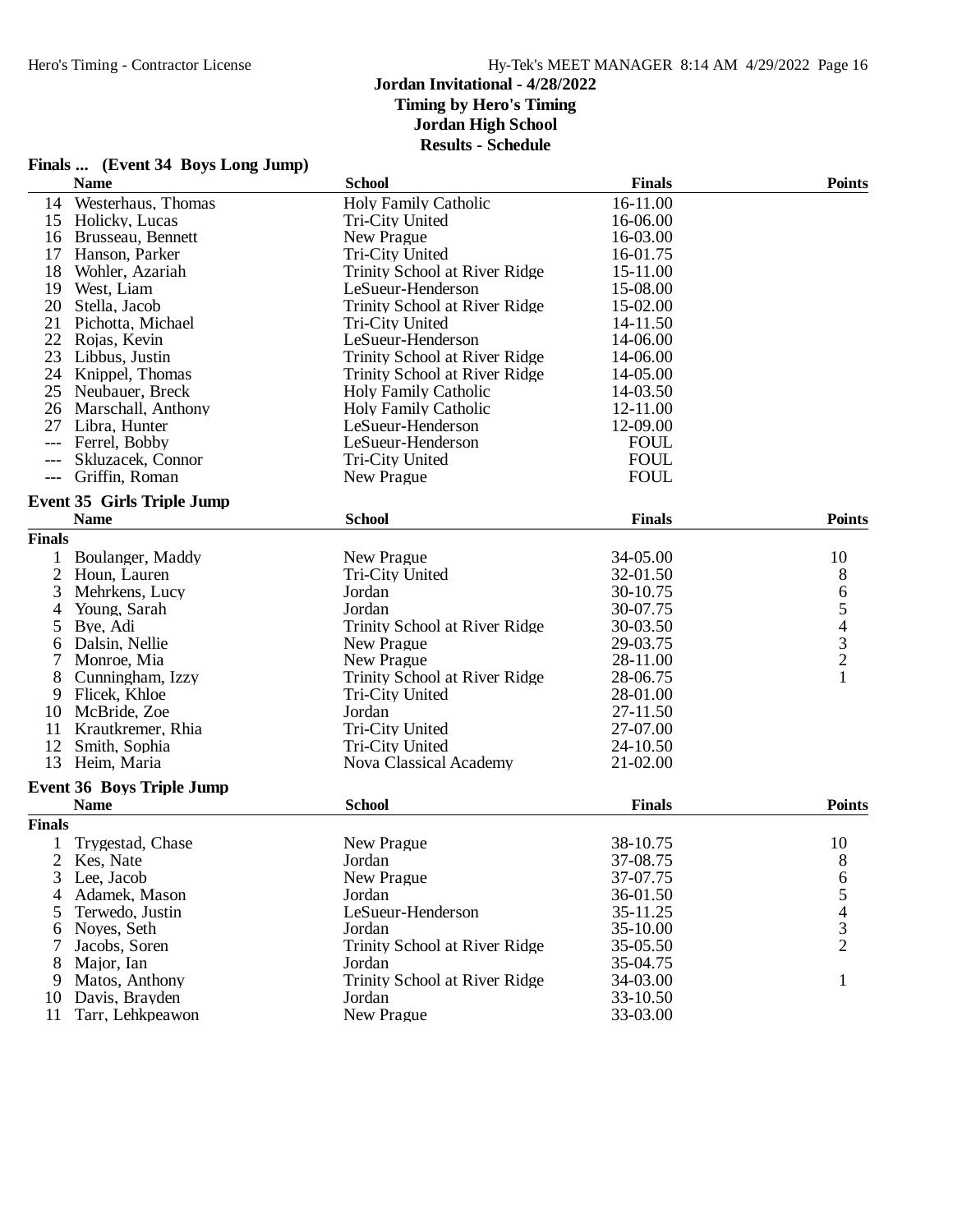# Jordan Invitational - 4/28/2022

**Timing by Hero's Timing**
**Jordan High School**
**Results - Schedule**

### Finals ... (Event 34 Boys Long Jump)

| | Name | School | Finals | Points |
|---|---|---|---|---|
| 14 | Westerhaus, Thomas | Holy Family Catholic | 16-11.00 | |
| 15 | Holicky, Lucas | Tri-City United | 16-06.00 | |
| 16 | Brusseau, Bennett | New Prague | 16-03.00 | |
| 17 | Hanson, Parker | Tri-City United | 16-01.75 | |
| 18 | Wohler, Azariah | Trinity School at River Ridge | 15-11.00 | |
| 19 | West, Liam | LeSueur-Henderson | 15-08.00 | |
| 20 | Stella, Jacob | Trinity School at River Ridge | 15-02.00 | |
| 21 | Pichotta, Michael | Tri-City United | 14-11.50 | |
| 22 | Rojas, Kevin | LeSueur-Henderson | 14-06.00 | |
| 23 | Libbus, Justin | Trinity School at River Ridge | 14-06.00 | |
| 24 | Knippel, Thomas | Trinity School at River Ridge | 14-05.00 | |
| 25 | Neubauer, Breck | Holy Family Catholic | 14-03.50 | |
| 26 | Marschall, Anthony | Holy Family Catholic | 12-11.00 | |
| 27 | Libra, Hunter | LeSueur-Henderson | 12-09.00 | |
| --- | Ferrel, Bobby | LeSueur-Henderson | FOUL | |
| --- | Skluzacek, Connor | Tri-City United | FOUL | |
| --- | Griffin, Roman | New Prague | FOUL | |

### Event 35 Girls Triple Jump

| | Name | School | Finals | Points |
|---|---|---|---|---|
| **Finals** | | | | |
| 1 | Boulanger, Maddy | New Prague | 34-05.00 | 10 |
| 2 | Houn, Lauren | Tri-City United | 32-01.50 | 8 |
| 3 | Mehrkens, Lucy | Jordan | 30-10.75 | 6 |
| 4 | Young, Sarah | Jordan | 30-07.75 | 5 |
| 5 | Bye, Adi | Trinity School at River Ridge | 30-03.50 | 4 |
| 6 | Dalsin, Nellie | New Prague | 29-03.75 | 3 |
| 7 | Monroe, Mia | New Prague | 28-11.00 | 2 |
| 8 | Cunningham, Izzy | Trinity School at River Ridge | 28-06.75 | 1 |
| 9 | Flicek, Khloe | Tri-City United | 28-01.00 | |
| 10 | McBride, Zoe | Jordan | 27-11.50 | |
| 11 | Krautkremer, Rhia | Tri-City United | 27-07.00 | |
| 12 | Smith, Sophia | Tri-City United | 24-10.50 | |
| 13 | Heim, Maria | Nova Classical Academy | 21-02.00 | |

### Event 36 Boys Triple Jump

| | Name | School | Finals | Points |
|---|---|---|---|---|
| **Finals** | | | | |
| 1 | Trygestad, Chase | New Prague | 38-10.75 | 10 |
| 2 | Kes, Nate | Jordan | 37-08.75 | 8 |
| 3 | Lee, Jacob | New Prague | 37-07.75 | 6 |
| 4 | Adamek, Mason | Jordan | 36-01.50 | 5 |
| 5 | Terwedo, Justin | LeSueur-Henderson | 35-11.25 | 4 |
| 6 | Noyes, Seth | Jordan | 35-10.00 | 3 |
| 7 | Jacobs, Soren | Trinity School at River Ridge | 35-05.50 | 2 |
| 8 | Major, Ian | Jordan | 35-04.75 | |
| 9 | Matos, Anthony | Trinity School at River Ridge | 34-03.00 | 1 |
| 10 | Davis, Brayden | Jordan | 33-10.50 | |
| 11 | Tarr, Lehkpeawon | New Prague | 33-03.00 | |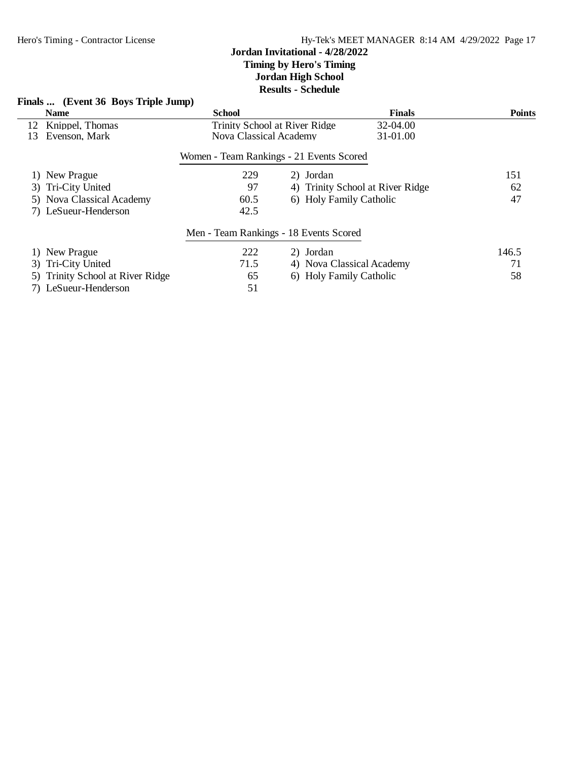Jordan Invitational - 4/28/2022
Timing by Hero's Timing
Jordan High School
Results - Schedule

### Finals ... (Event 36 Boys Triple Jump)

| | Name | School | Finals | Points |
|---|---|---|---|---|
| 12 | Knippel, Thomas | Trinity School at River Ridge | 32-04.00 | |
| 13 | Evenson, Mark | Nova Classical Academy | 31-01.00 | |

### Women - Team Rankings - 21 Events Scored

| | | | |
|---|---|---|---|
| 1) New Prague | 229 | 2) Jordan | 151 |
| 3) Tri-City United | 97 | 4) Trinity School at River Ridge | 62 |
| 5) Nova Classical Academy | 60.5 | 6) Holy Family Catholic | 47 |
| 7) LeSueur-Henderson | 42.5 | | |

### Men - Team Rankings - 18 Events Scored

| | | | |
|---|---|---|---|
| 1) New Prague | 222 | 2) Jordan | 146.5 |
| 3) Tri-City United | 71.5 | 4) Nova Classical Academy | 71 |
| 5) Trinity School at River Ridge | 65 | 6) Holy Family Catholic | 58 |
| 7) LeSueur-Henderson | 51 | | |